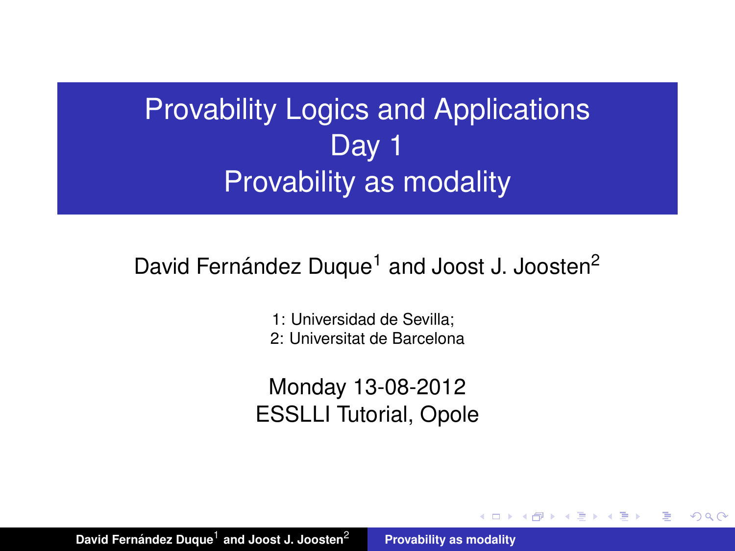# Provability Logics and Applications
# Day 1
# Provability as modality

David Fernández Duque[1] and Joost J. Joosten[2]

1: Universidad de Sevilla;
2: Universitat de Barcelona

Monday 13-08-2012
ESSLLI Tutorial, Opole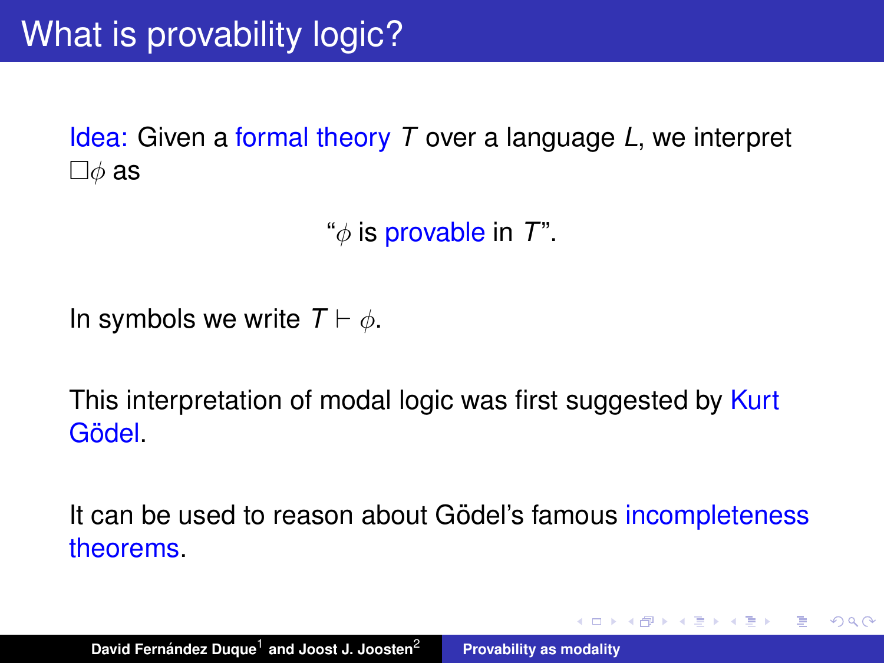# What is provability logic?

Idea: Given a formal theory $T$ over a language $L$, we interpret $\Box\phi$ as

"$\phi$ is provable in $T$".

In symbols we write $T \vdash \phi$.

This interpretation of modal logic was first suggested by Kurt Gödel.

It can be used to reason about Gödel's famous incompleteness theorems.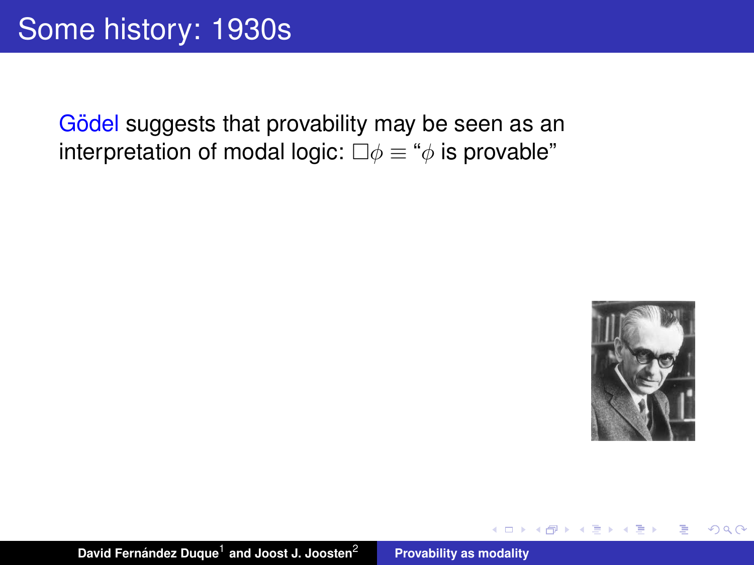# Some history: 1930s

Gödel suggests that provability may be seen as an interpretation of modal logic: $\Box\phi \equiv$ "$\phi$ is provable"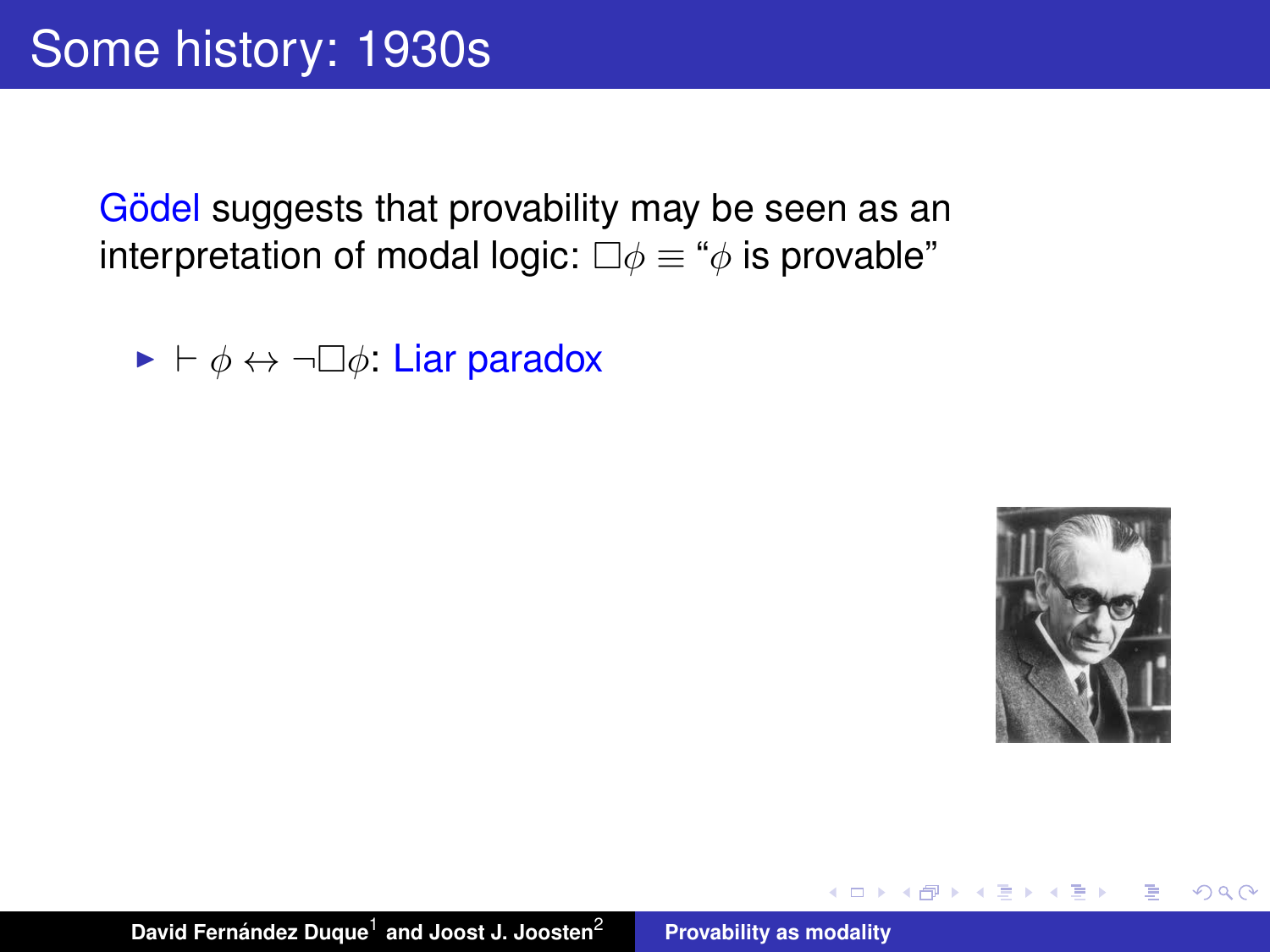# Some history: 1930s

Gödel suggests that provability may be seen as an interpretation of modal logic: $\Box\phi \equiv$ "$\phi$ is provable"

- $\vdash \phi \leftrightarrow \neg\Box\phi$: Liar paradox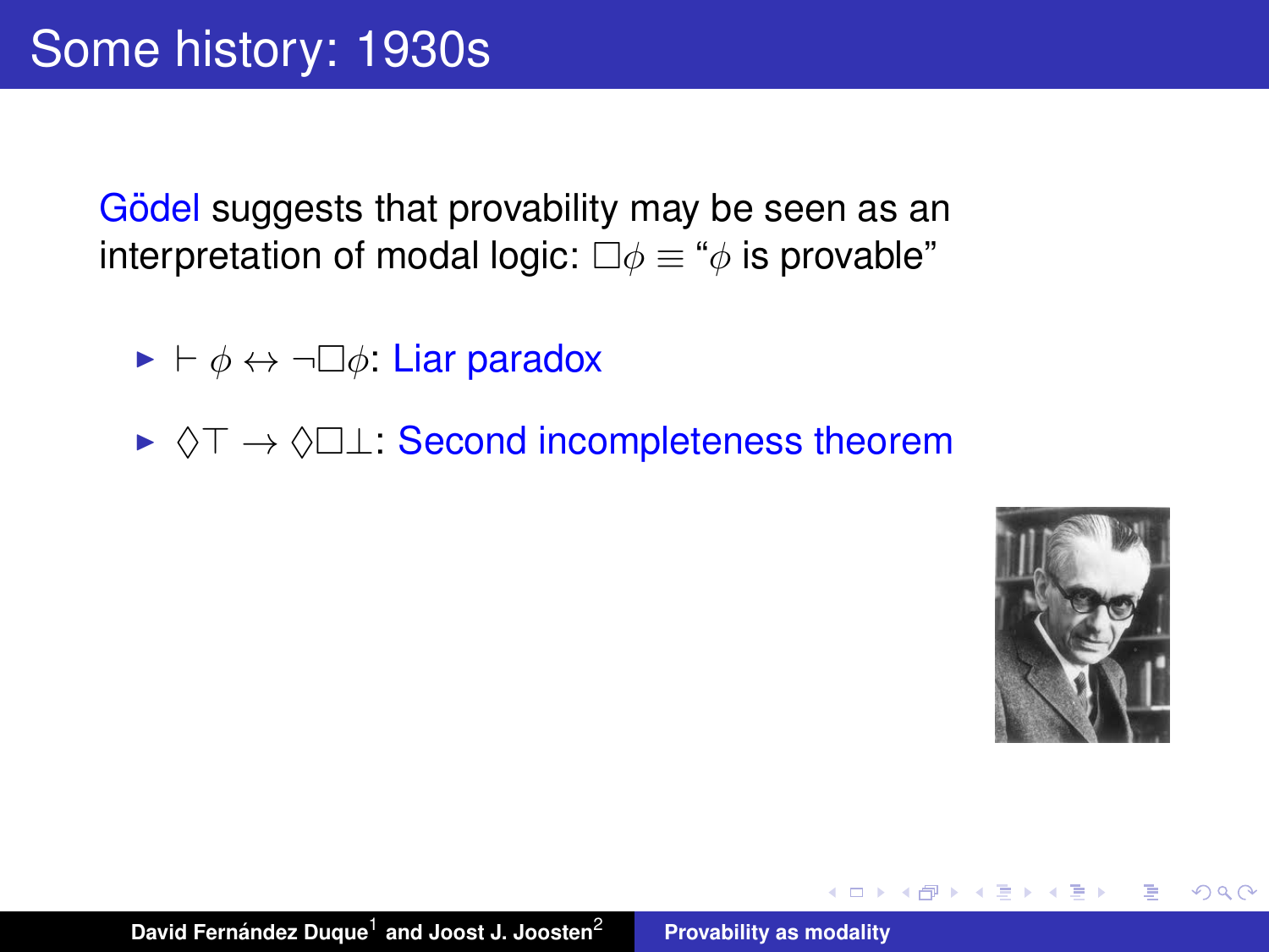# Some history: 1930s

Gödel suggests that provability may be seen as an interpretation of modal logic: $\Box\phi \equiv$ "$\phi$ is provable"

- $\vdash \phi \leftrightarrow \neg\Box\phi$: Liar paradox
- $\Diamond\top \rightarrow \Diamond\Box\bot$: Second incompleteness theorem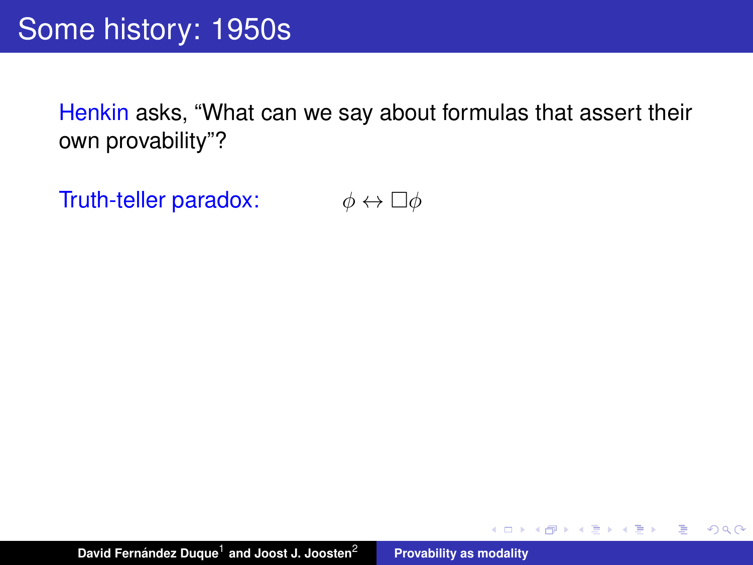# Some history: 1950s

Henkin asks, "What can we say about formulas that assert their own provability"?

Truth-teller paradox: $\phi \leftrightarrow \Box\phi$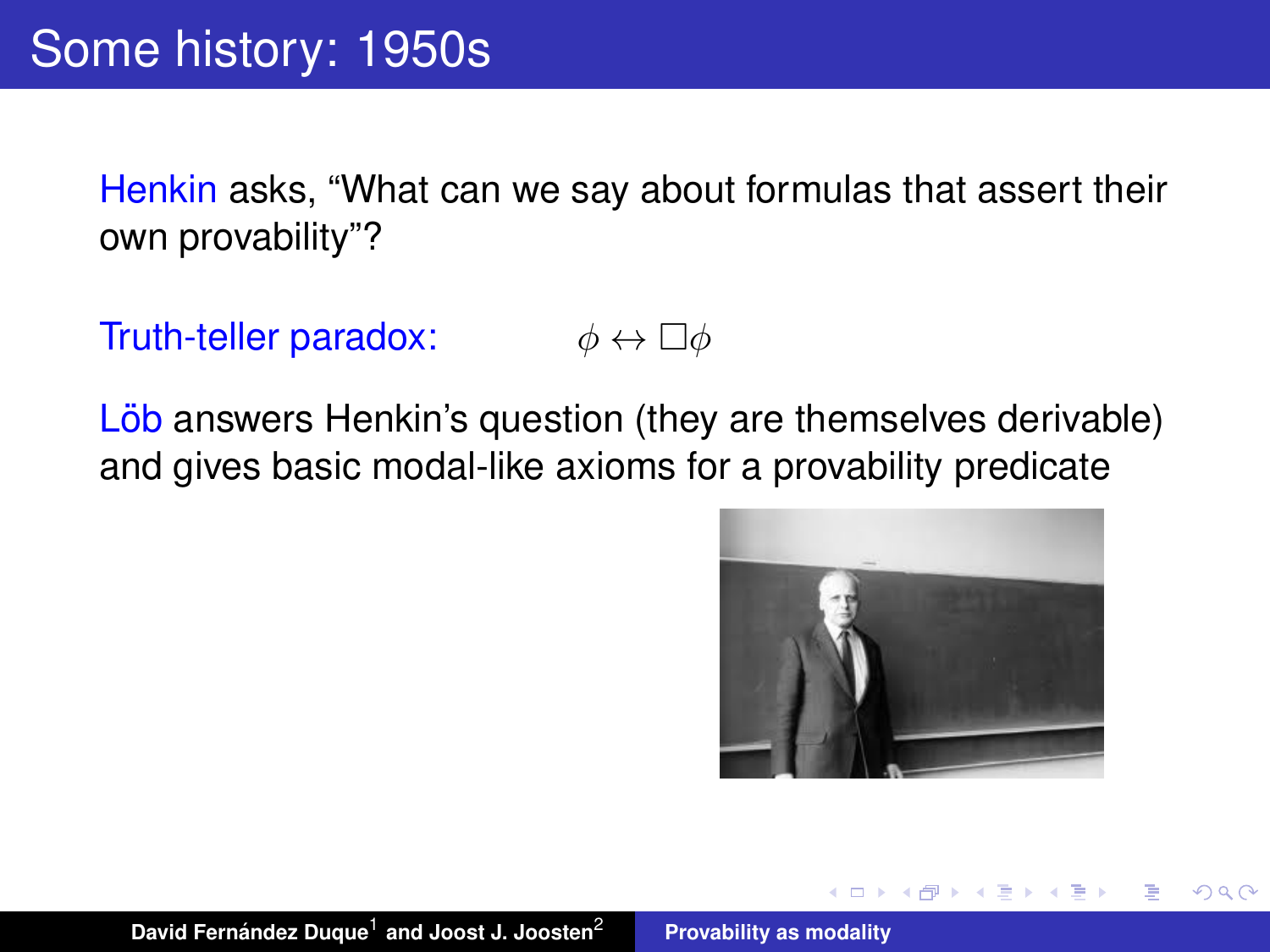# Some history: 1950s

Henkin asks, "What can we say about formulas that assert their own provability"?

Truth-teller paradox: $\phi \leftrightarrow \Box\phi$

Löb answers Henkin's question (they are themselves derivable) and gives basic modal-like axioms for a provability predicate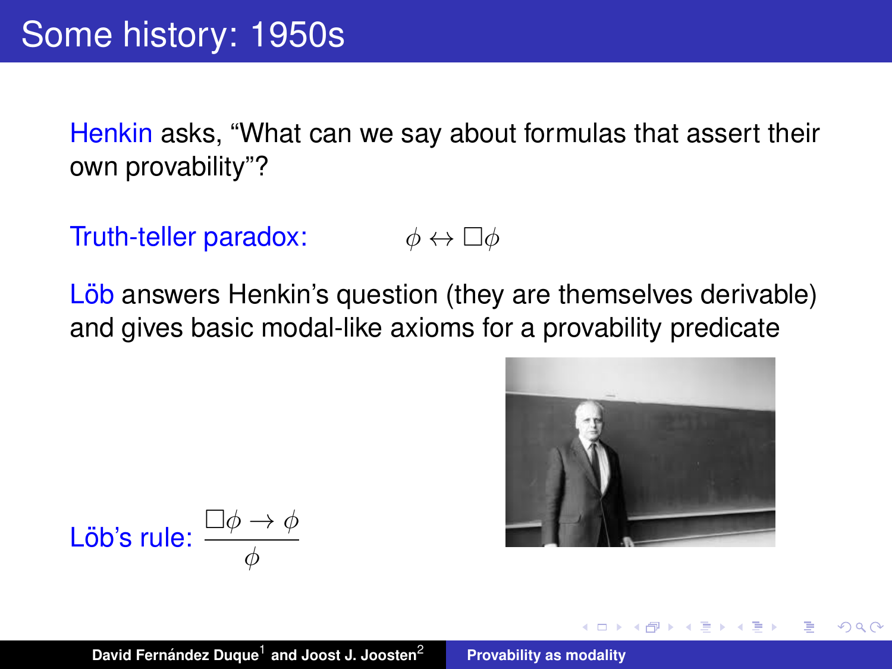# Some history: 1950s

Henkin asks, "What can we say about formulas that assert their own provability"?

Truth-teller paradox: $\phi \leftrightarrow \Box\phi$

Löb answers Henkin's question (they are themselves derivable) and gives basic modal-like axioms for a provability predicate

Löb's rule: $\dfrac{\Box\phi \to \phi}{\phi}$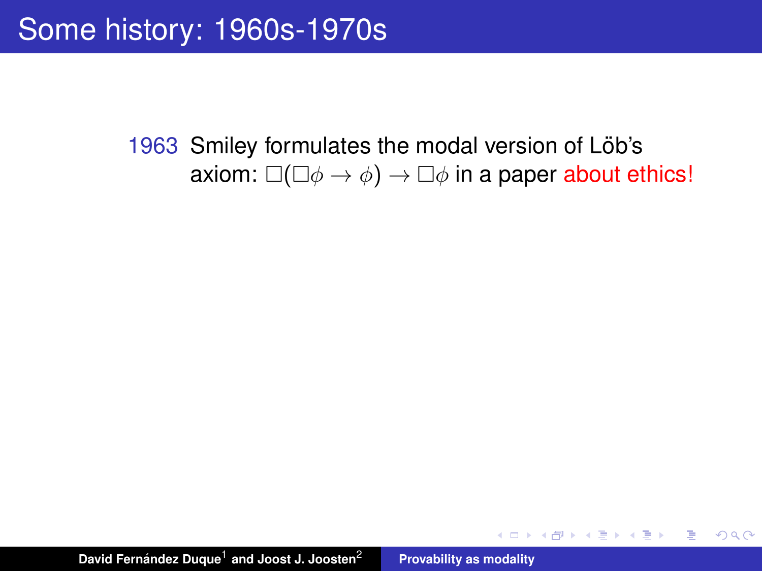# Some history: 1960s-1970s

1963 Smiley formulates the modal version of Löb's axiom: $\Box(\Box\phi \to \phi) \to \Box\phi$ in a paper about ethics!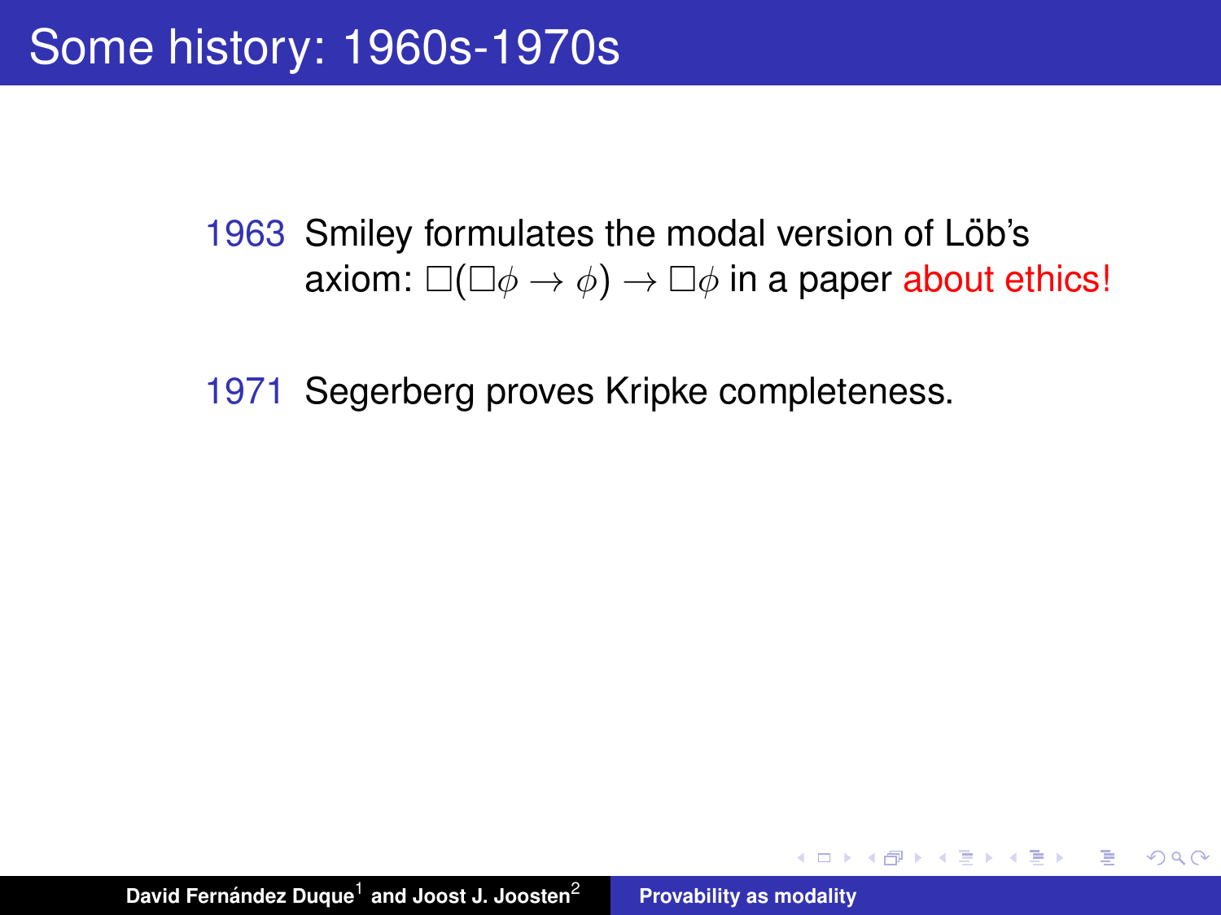# Some history: 1960s-1970s

1963 Smiley formulates the modal version of Löb's axiom: $\Box(\Box\phi \to \phi) \to \Box\phi$ in a paper about ethics!

1971 Segerberg proves Kripke completeness.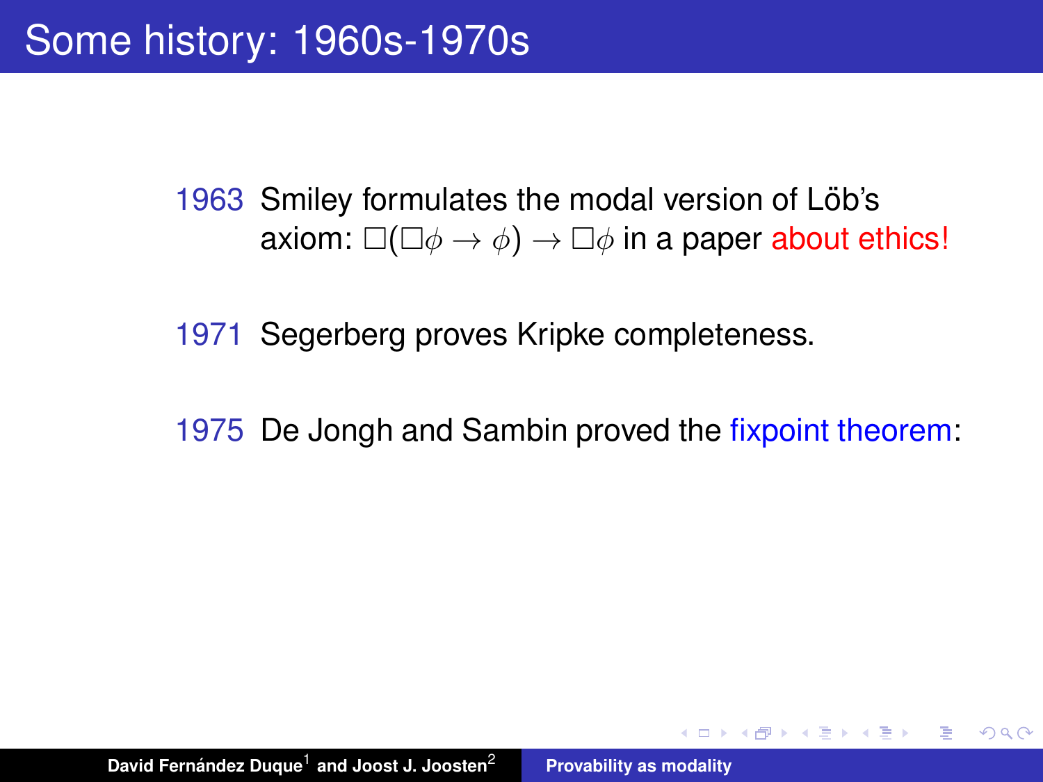# Some history: 1960s-1970s

1963 Smiley formulates the modal version of Löb's axiom: $\Box(\Box\phi \to \phi) \to \Box\phi$ in a paper about ethics!

1971 Segerberg proves Kripke completeness.

1975 De Jongh and Sambin proved the fixpoint theorem: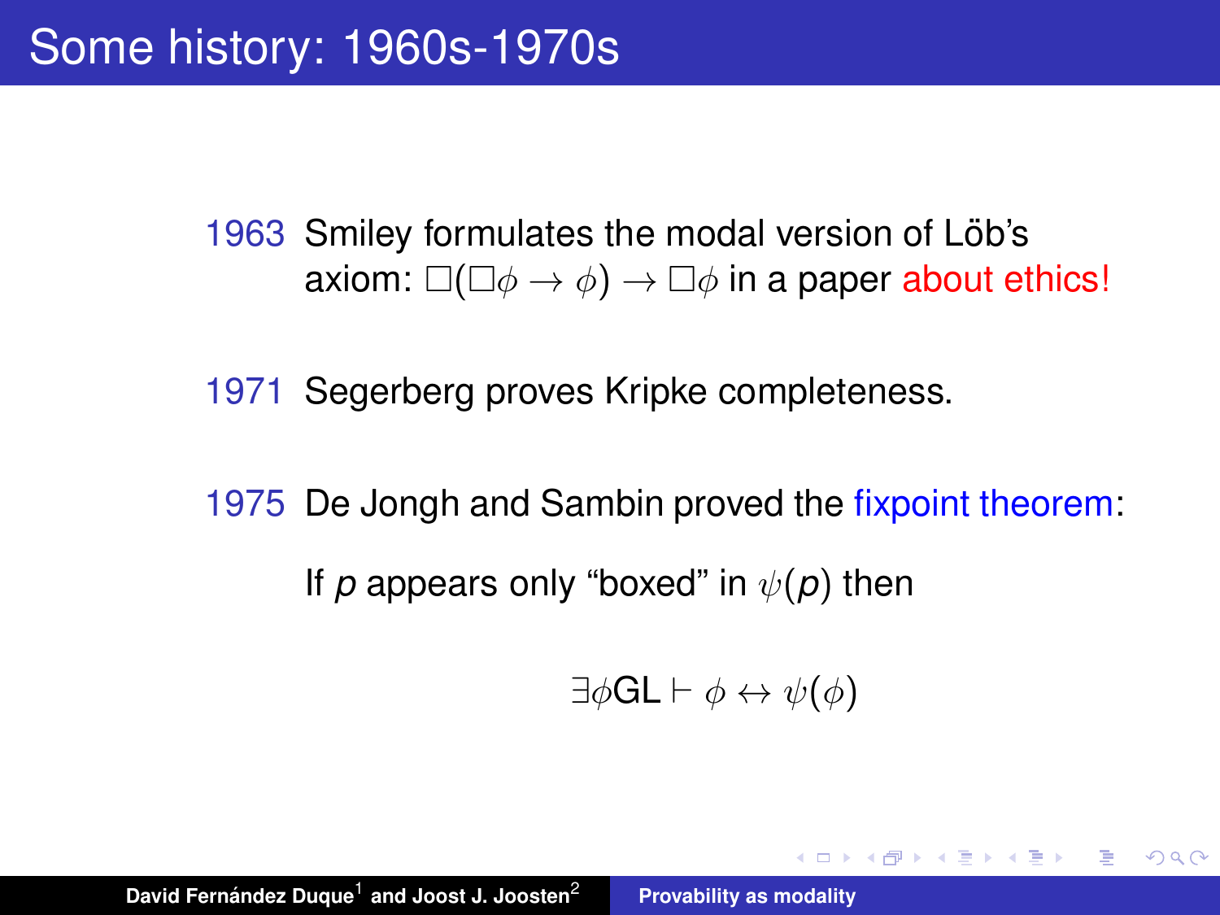# Some history: 1960s-1970s

1963 Smiley formulates the modal version of Löb's axiom: $\Box(\Box\phi \to \phi) \to \Box\phi$ in a paper about ethics!

1971 Segerberg proves Kripke completeness.

1975 De Jongh and Sambin proved the fixpoint theorem:

If $p$ appears only "boxed" in $\psi(p)$ then

$$\exists\phi \mathsf{GL} \vdash \phi \leftrightarrow \psi(\phi)$$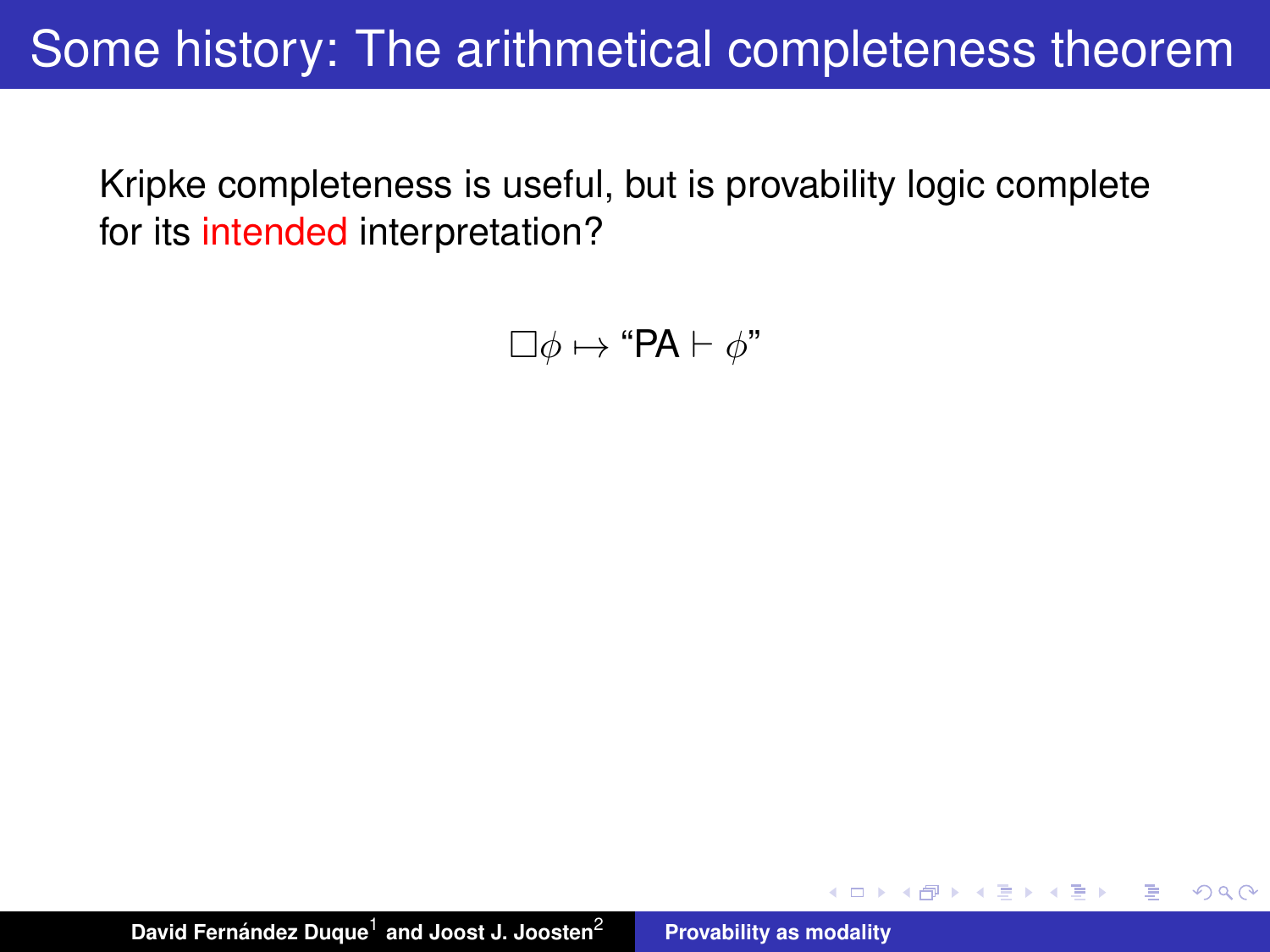# Some history: The arithmetical completeness theorem

Kripke completeness is useful, but is provability logic complete for its intended interpretation?

$$\Box\phi \mapsto \text{“PA} \vdash \phi\text{”}$$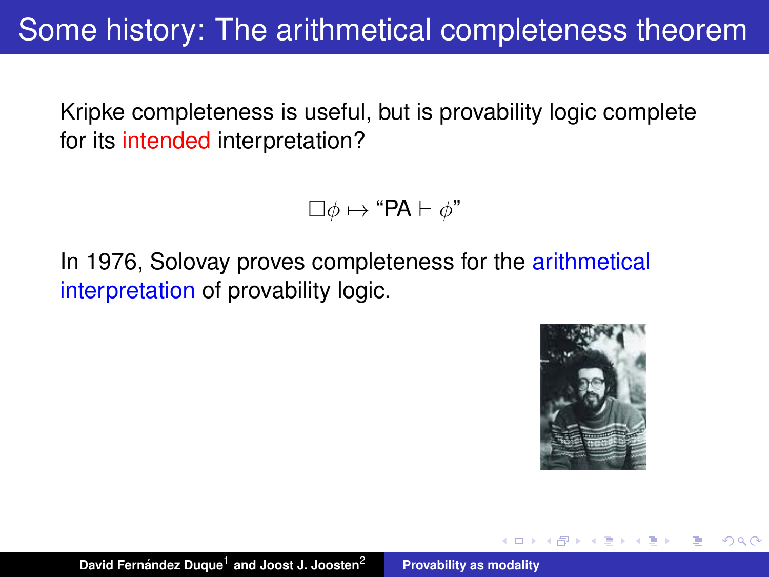# Some history: The arithmetical completeness theorem

Kripke completeness is useful, but is provability logic complete for its intended interpretation?

$$\Box\phi \mapsto \text{"PA} \vdash \phi\text{"}$$

In 1976, Solovay proves completeness for the arithmetical interpretation of provability logic.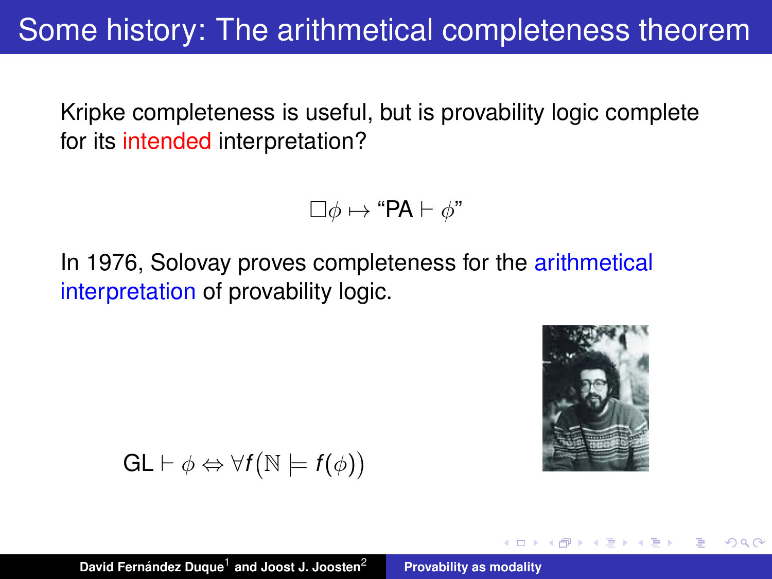# Some history: The arithmetical completeness theorem

Kripke completeness is useful, but is provability logic complete for its intended interpretation?

$$\Box\phi \mapsto \text{“PA} \vdash \phi\text{”}$$

In 1976, Solovay proves completeness for the arithmetical interpretation of provability logic.

$$\mathsf{GL} \vdash \phi \Leftrightarrow \forall f \big(\mathbb{N} \models f(\phi)\big)$$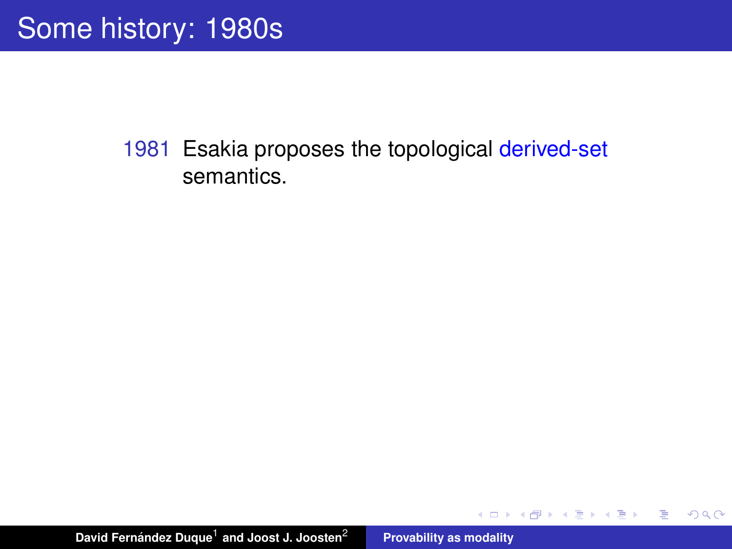# Some history: 1980s

1981 Esakia proposes the topological derived-set semantics.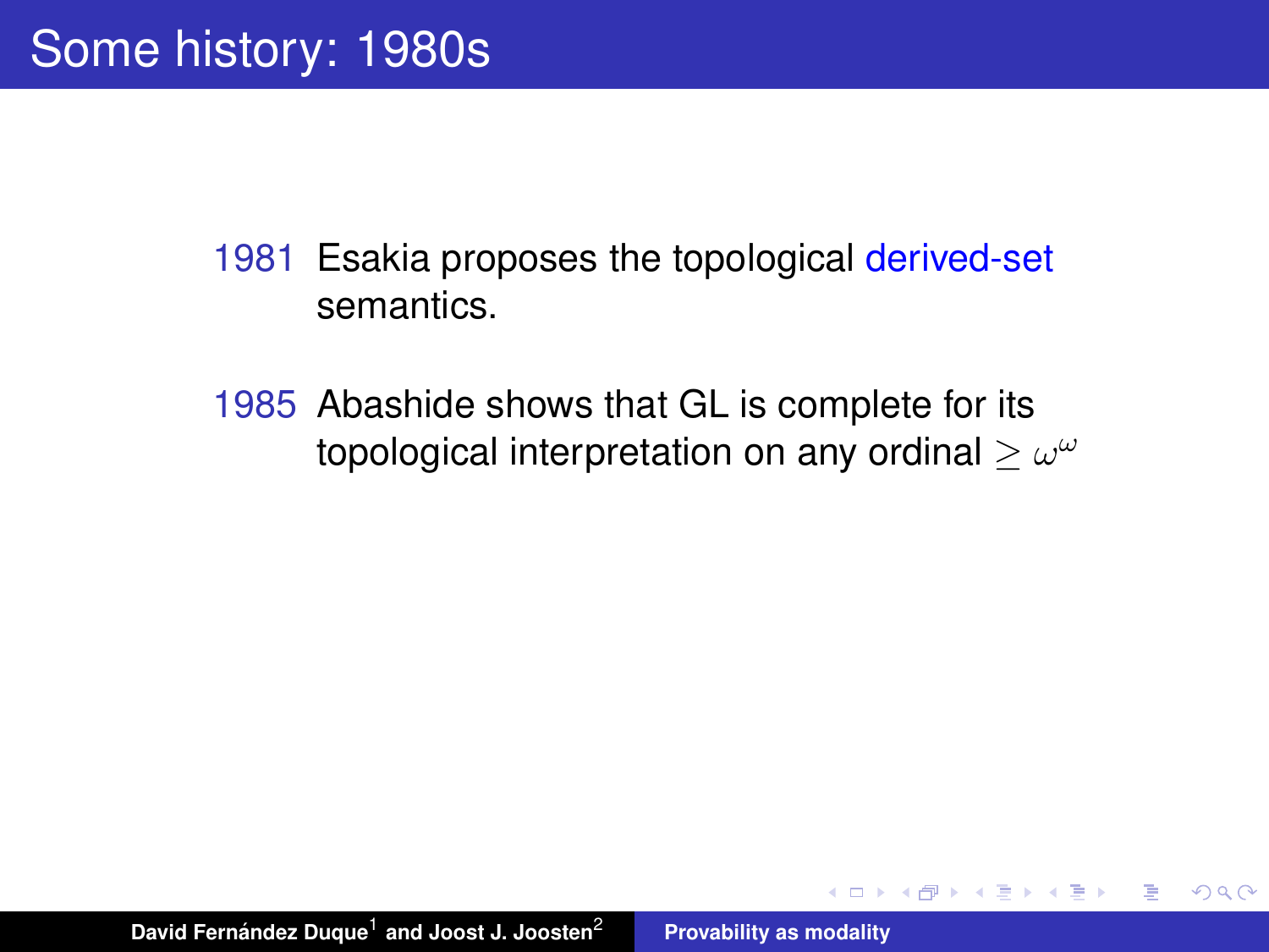# Some history: 1980s

1981 Esakia proposes the topological derived-set semantics.

1985 Abashide shows that GL is complete for its topological interpretation on any ordinal $\geq \omega^\omega$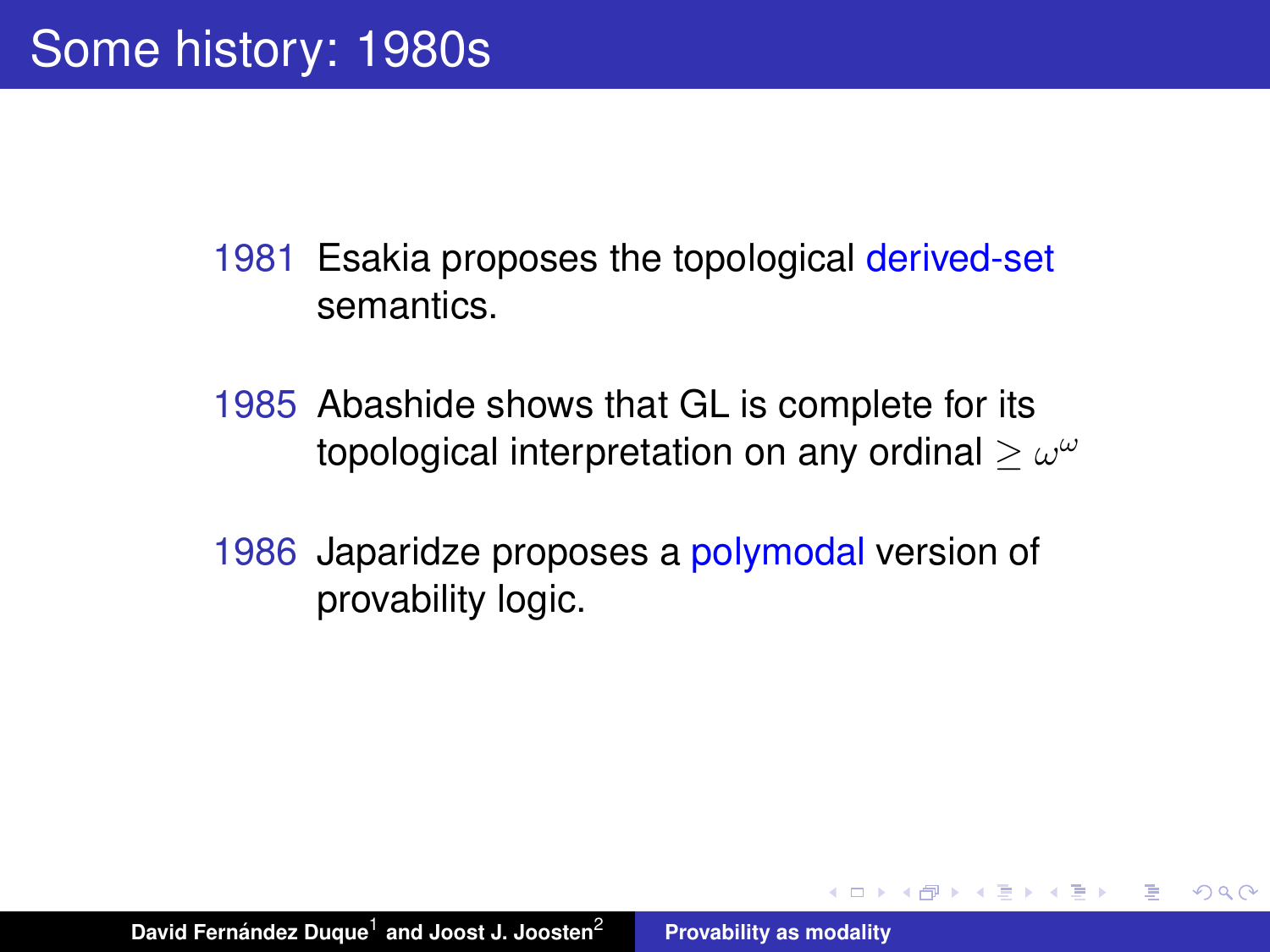# Some history: 1980s

1981 Esakia proposes the topological derived-set semantics.

1985 Abashide shows that GL is complete for its topological interpretation on any ordinal $\geq \omega^\omega$

1986 Japaridze proposes a polymodal version of provability logic.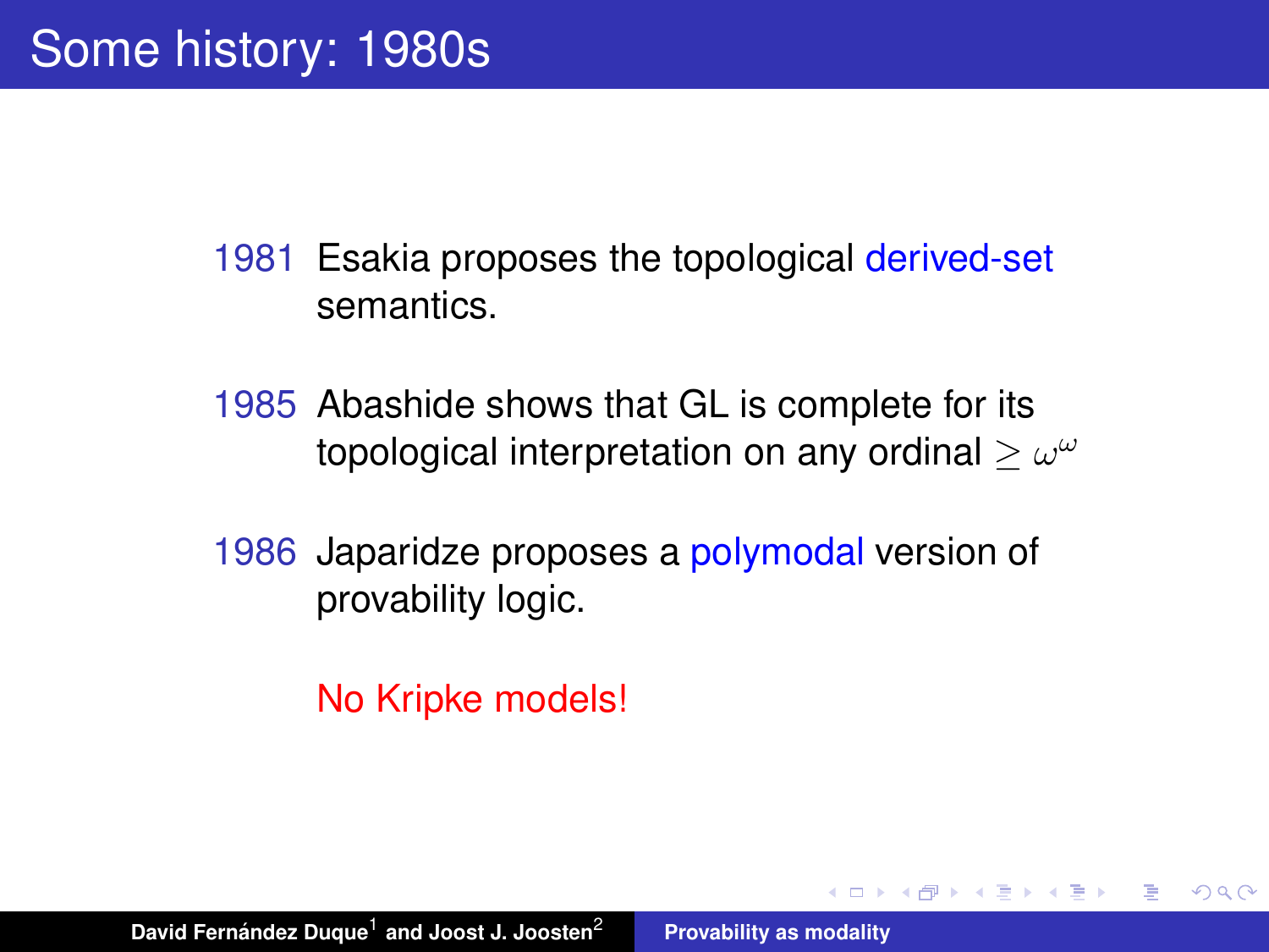# Some history: 1980s

1981 Esakia proposes the topological derived-set semantics.

1985 Abashide shows that GL is complete for its topological interpretation on any ordinal $\geq \omega^\omega$

1986 Japaridze proposes a polymodal version of provability logic.

No Kripke models!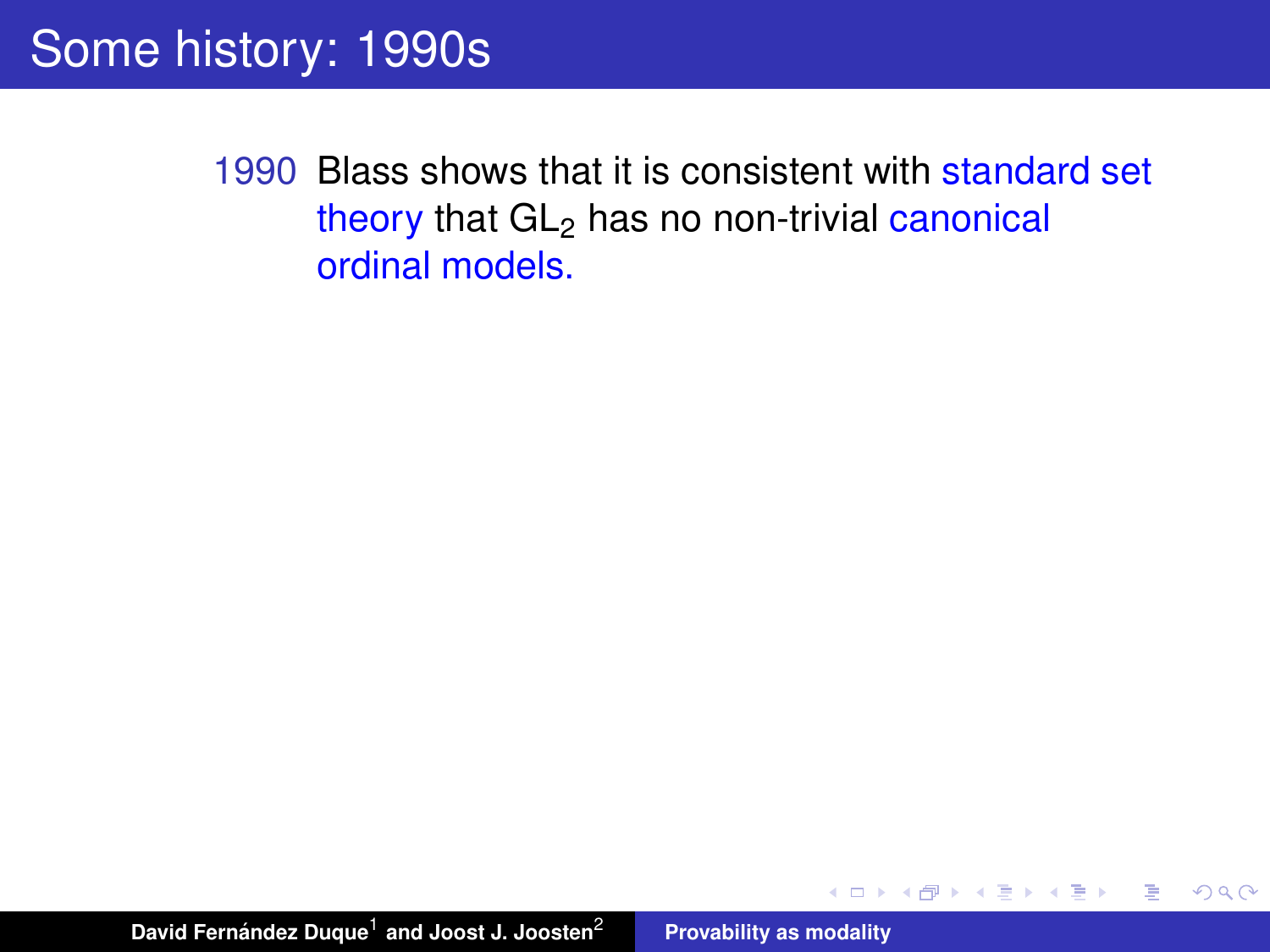# Some history: 1990s

1990 Blass shows that it is consistent with standard set theory that $GL_2$ has no non-trivial canonical ordinal models.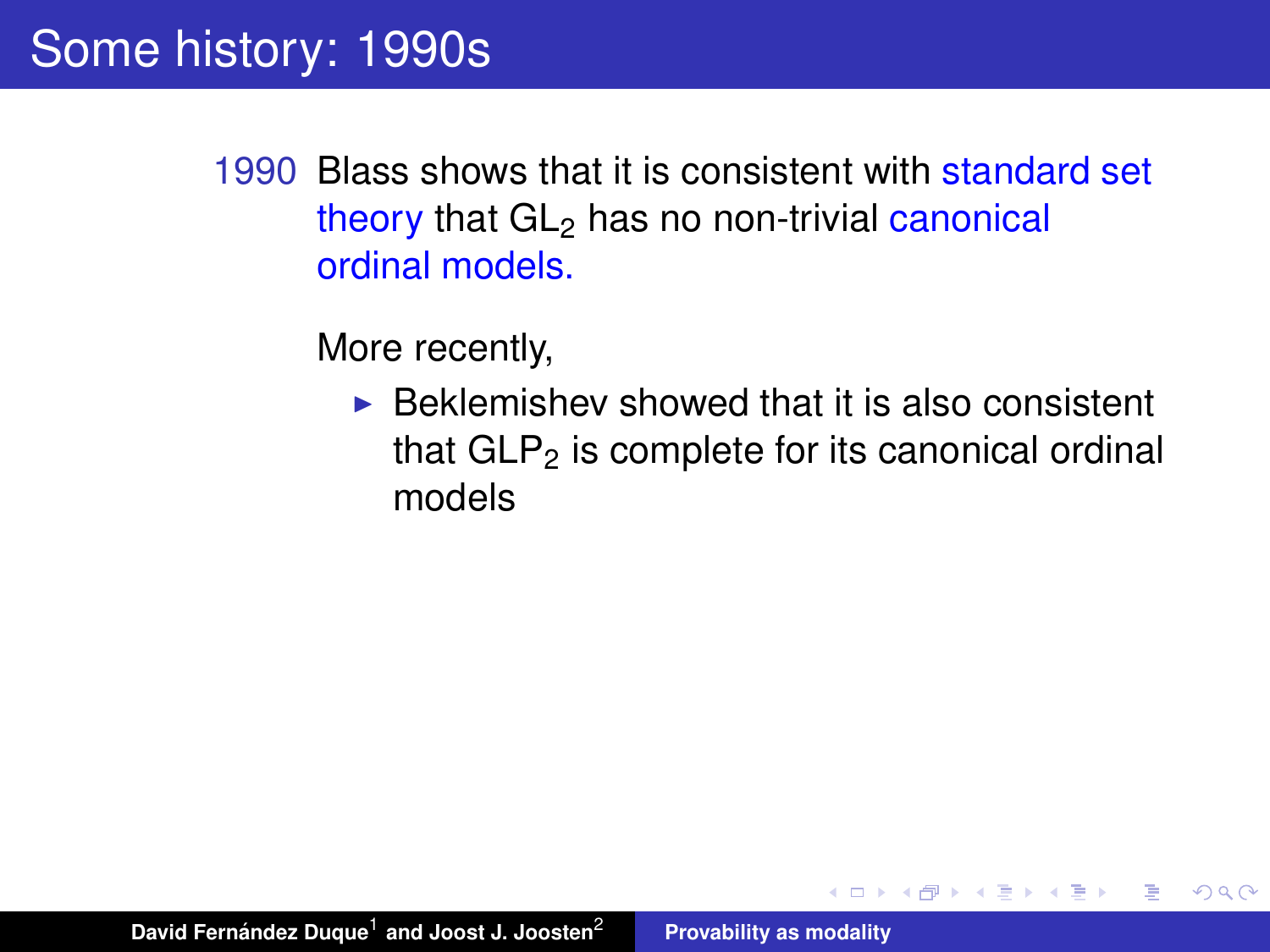# Some history: 1990s

1990 Blass shows that it is consistent with standard set theory that $GL_2$ has no non-trivial canonical ordinal models.

More recently,

- Beklemishev showed that it is also consistent that $GLP_2$ is complete for its canonical ordinal models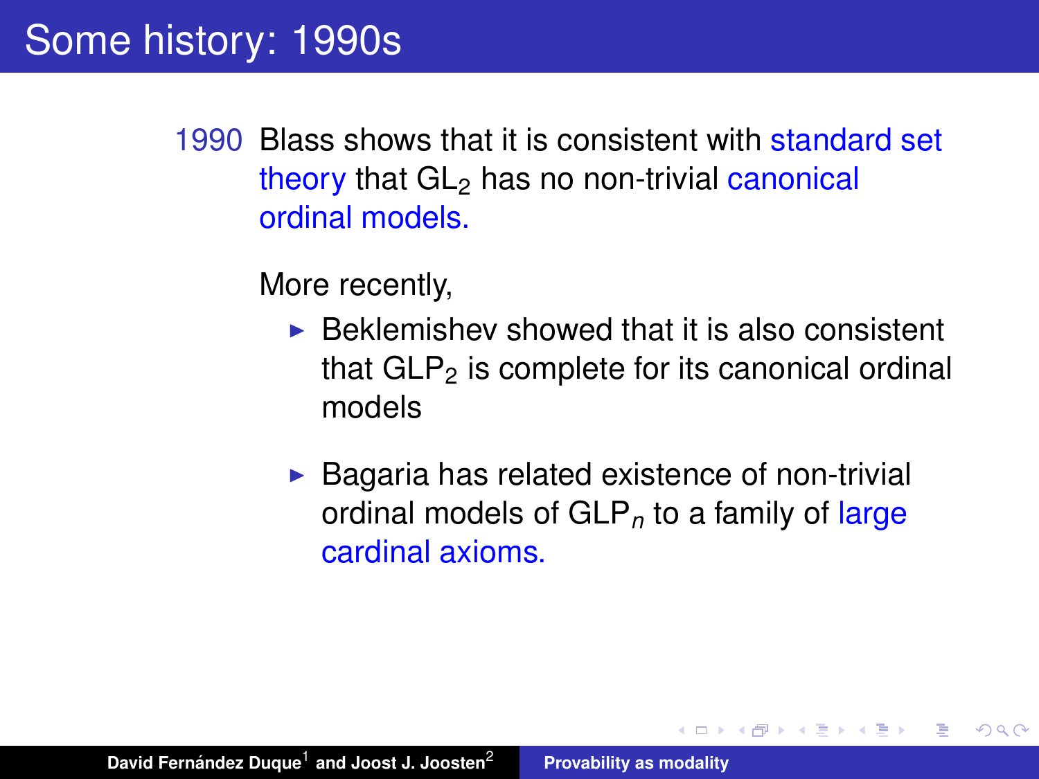# Some history: 1990s

1990 Blass shows that it is consistent with standard set theory that $\mathsf{GL}_2$ has no non-trivial canonical ordinal models.

More recently,

- Beklemishev showed that it is also consistent that $\mathsf{GLP}_2$ is complete for its canonical ordinal models
- Bagaria has related existence of non-trivial ordinal models of $\mathsf{GLP}_n$ to a family of large cardinal axioms.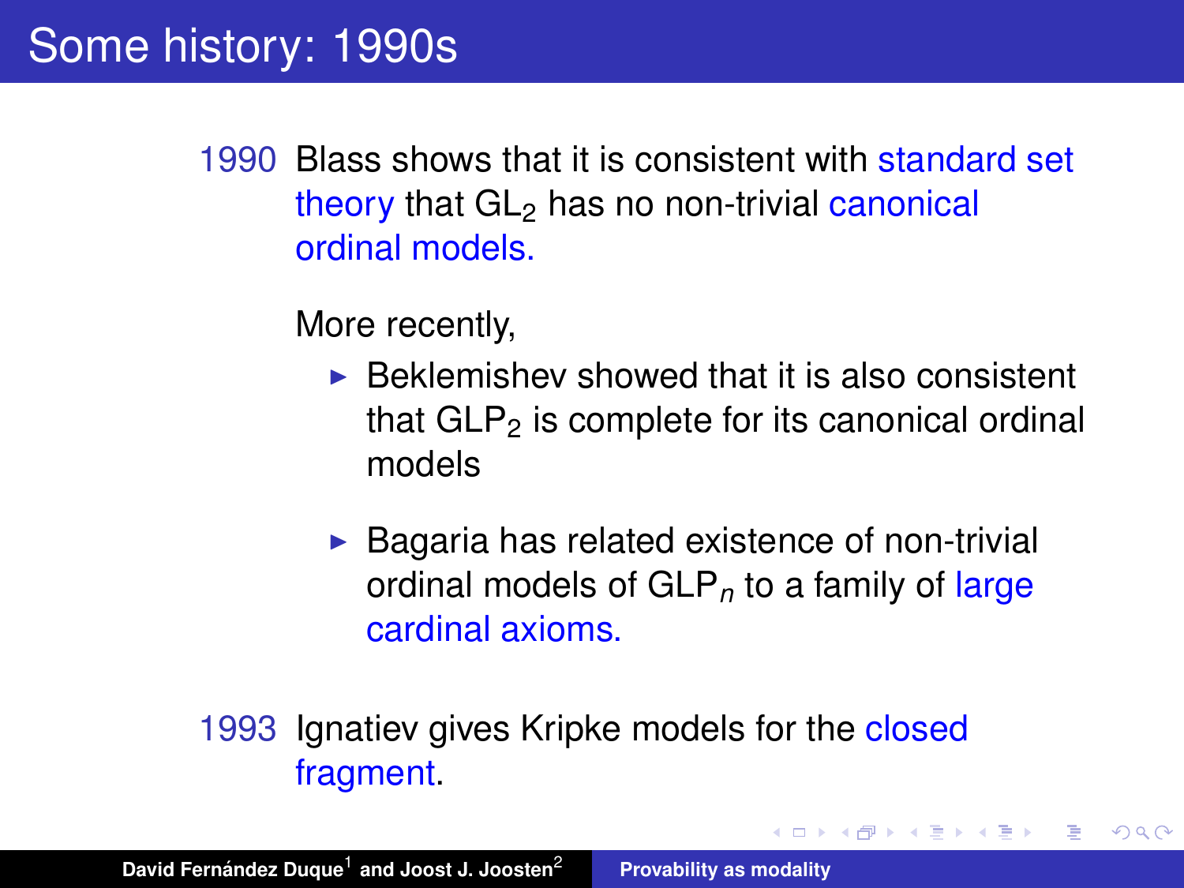# Some history: 1990s

1990 Blass shows that it is consistent with standard set theory that $\mathrm{GL}_2$ has no non-trivial canonical ordinal models.

More recently,

- Beklemishev showed that it is also consistent that $\mathrm{GLP}_2$ is complete for its canonical ordinal models
- Bagaria has related existence of non-trivial ordinal models of $\mathrm{GLP}_n$ to a family of large cardinal axioms.

1993 Ignatiev gives Kripke models for the closed fragment.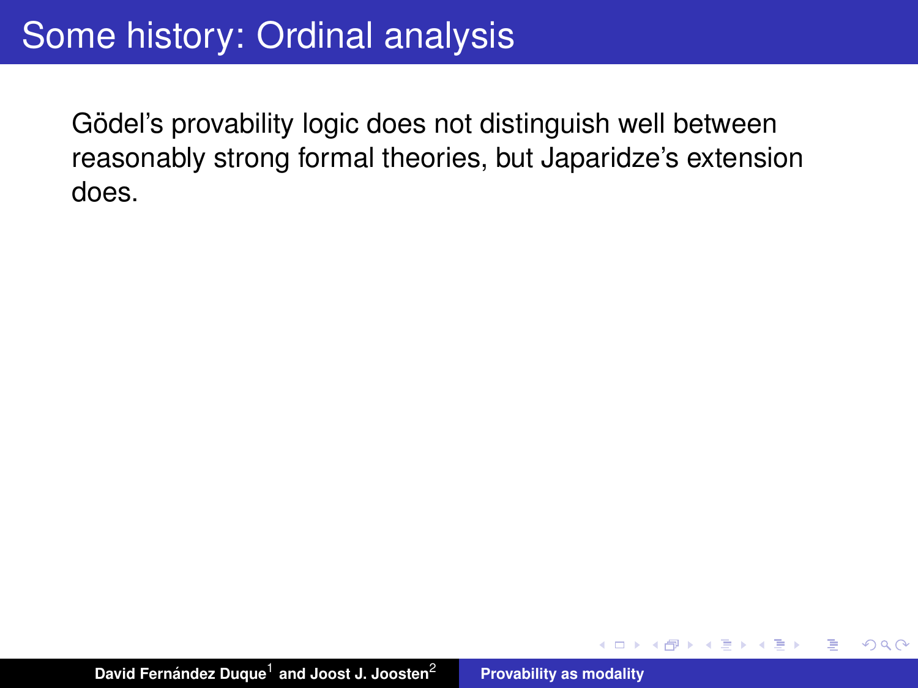# Some history: Ordinal analysis

Gödel's provability logic does not distinguish well between reasonably strong formal theories, but Japaridze's extension does.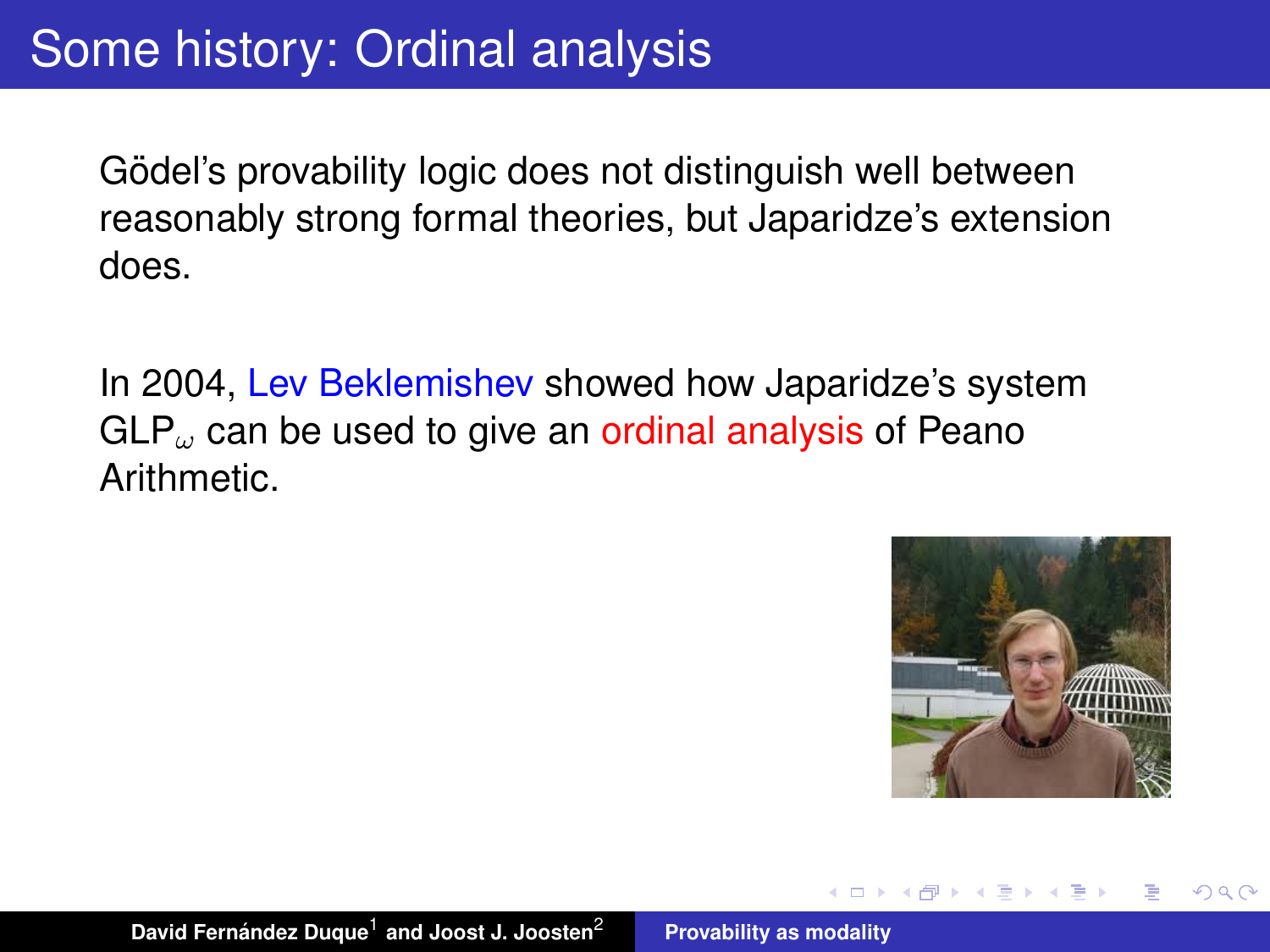# Some history: Ordinal analysis

Gödel's provability logic does not distinguish well between reasonably strong formal theories, but Japaridze's extension does.

In 2004, Lev Beklemishev showed how Japaridze's system $GLP_\omega$ can be used to give an ordinal analysis of Peano Arithmetic.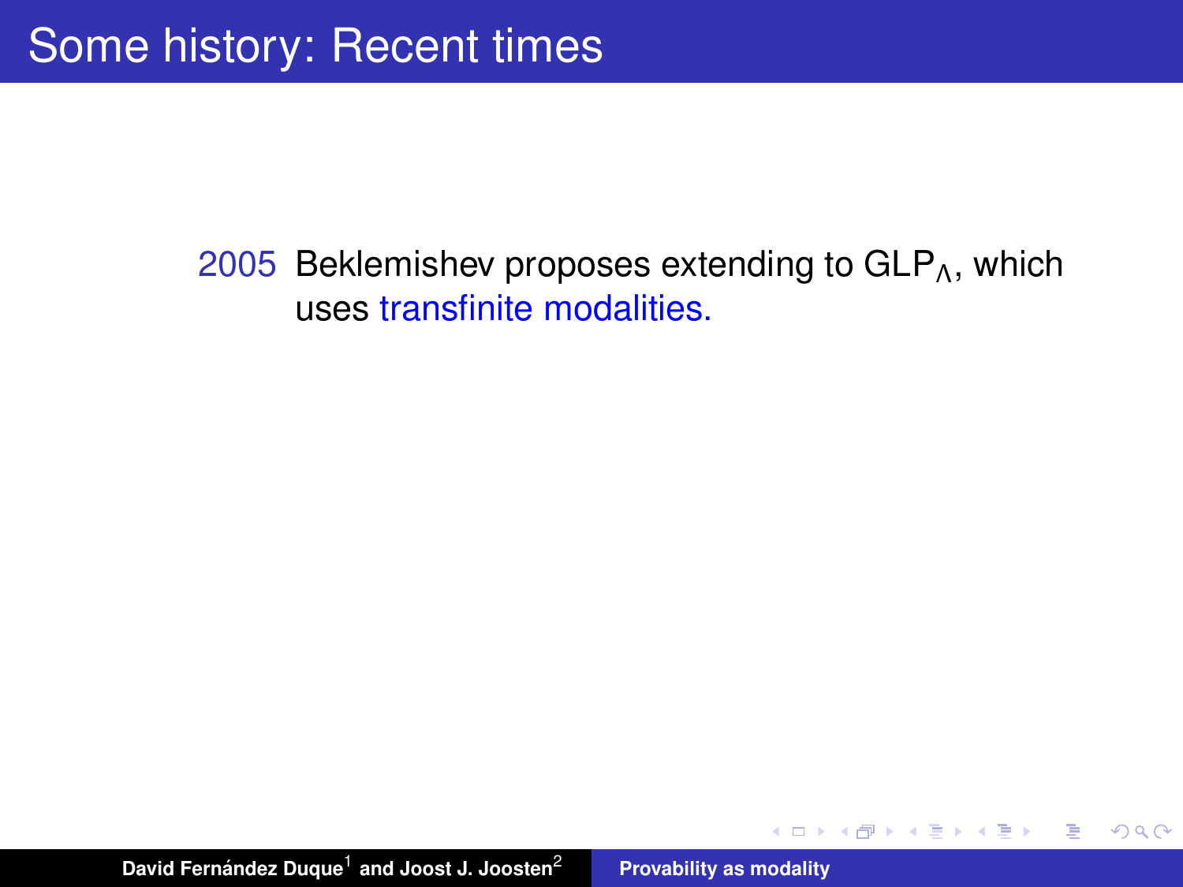# Some history: Recent times

2005 Beklemishev proposes extending to $GLP_\Lambda$, which uses transfinite modalities.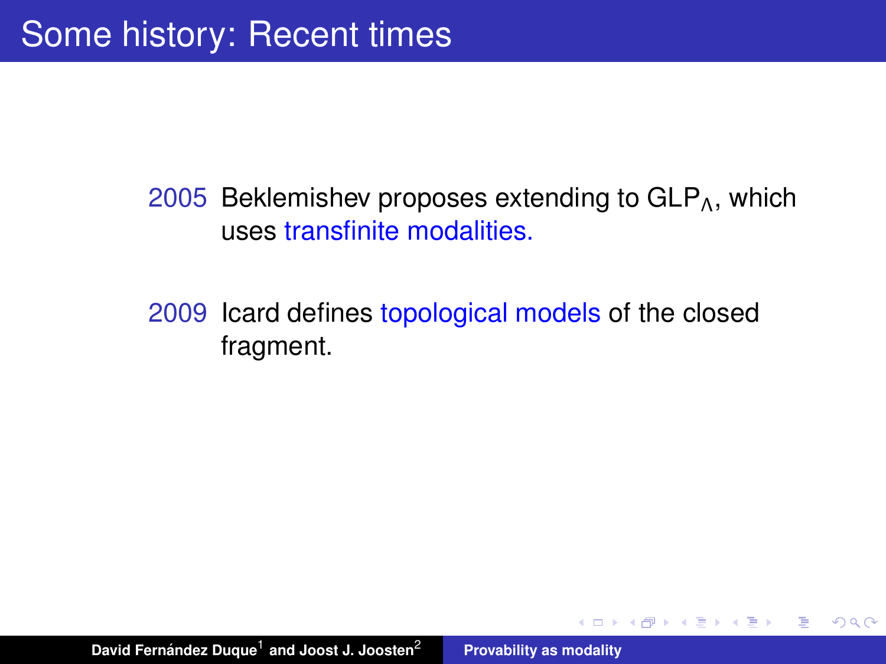# Some history: Recent times

2005 Beklemishev proposes extending to $GLP_\Lambda$, which uses transfinite modalities.

2009 Icard defines topological models of the closed fragment.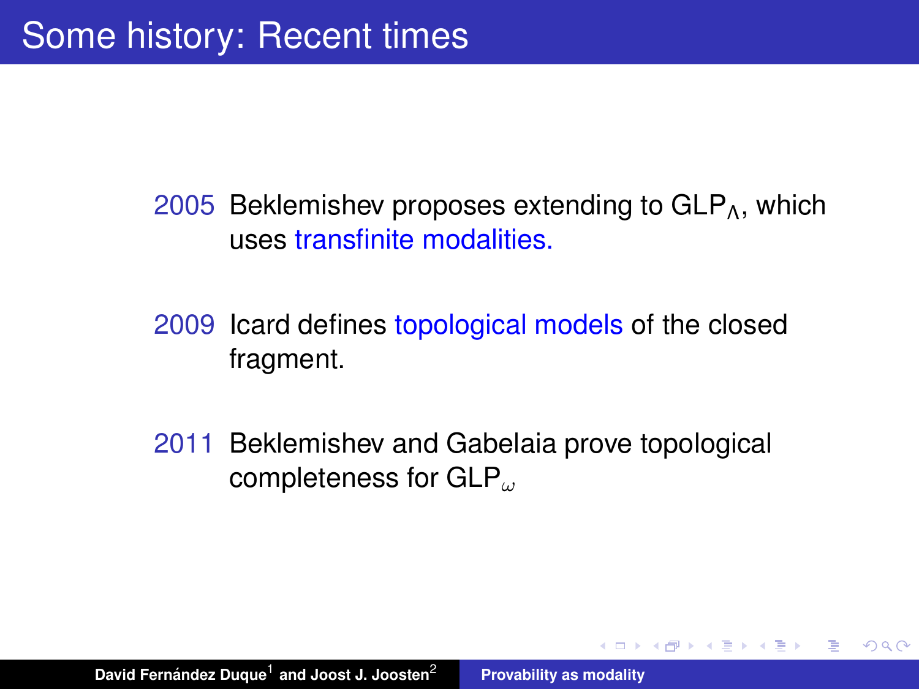# Some history: Recent times

2005 Beklemishev proposes extending to $\mathrm{GLP}_\Lambda$, which uses transfinite modalities.

2009 Icard defines topological models of the closed fragment.

2011 Beklemishev and Gabelaia prove topological completeness for $\mathrm{GLP}_\omega$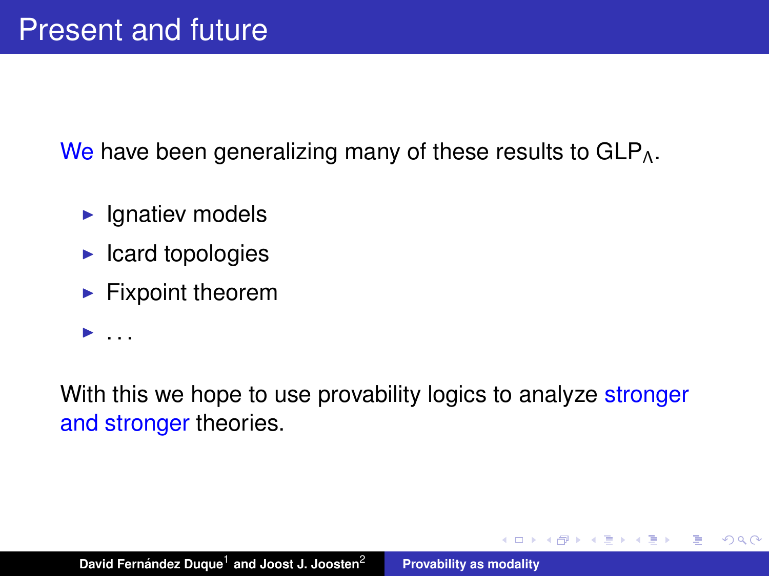# Present and future

We have been generalizing many of these results to $\mathrm{GLP}_\Lambda$.

- Ignatiev models
- Icard topologies
- Fixpoint theorem
- ...

With this we hope to use provability logics to analyze stronger and stronger theories.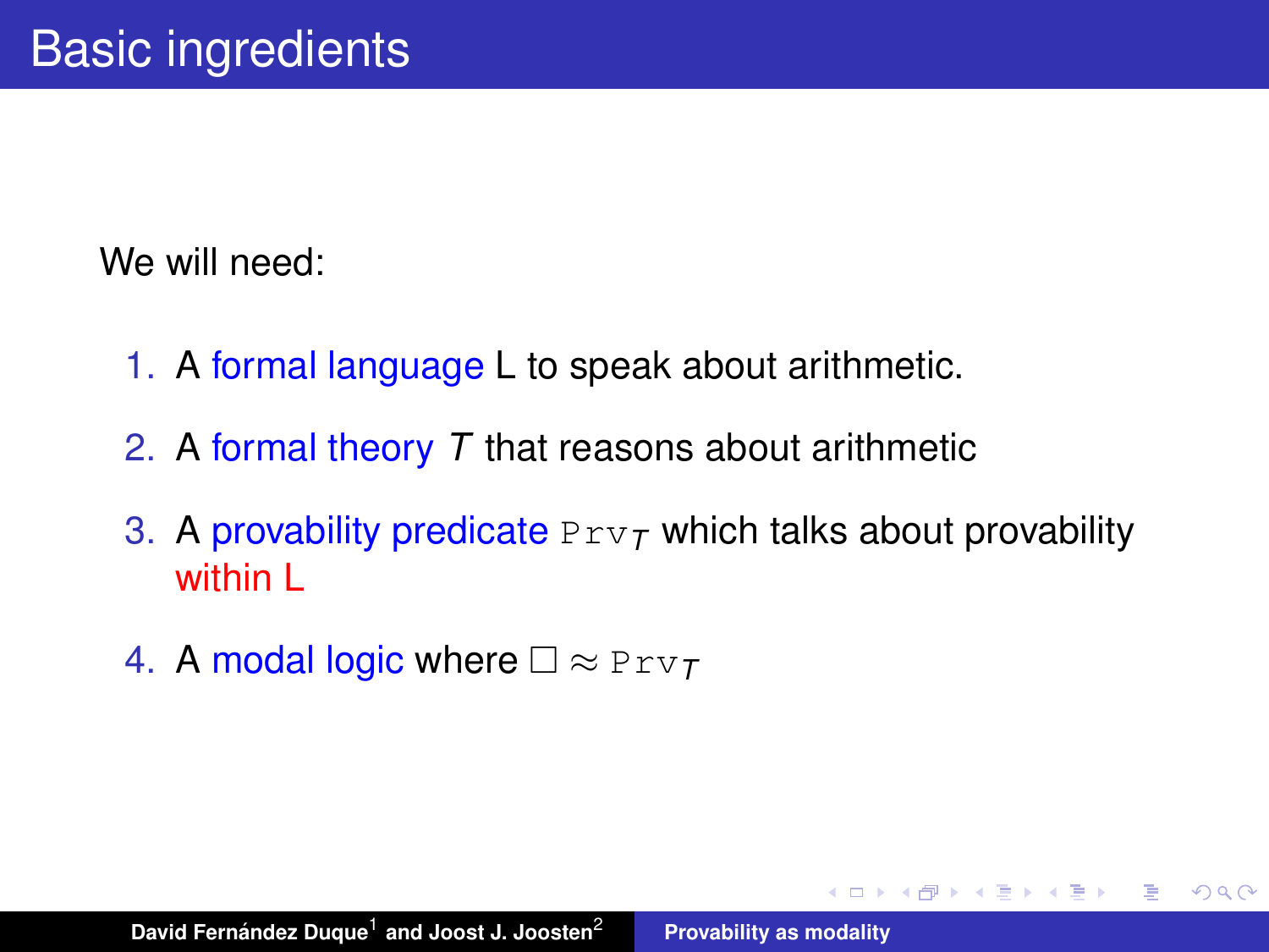# Basic ingredients

We will need:

1. A formal language L to speak about arithmetic.
2. A formal theory $T$ that reasons about arithmetic
3. A provability predicate $\texttt{Prv}_T$ which talks about provability within L
4. A modal logic where $\Box \approx \texttt{Prv}_T$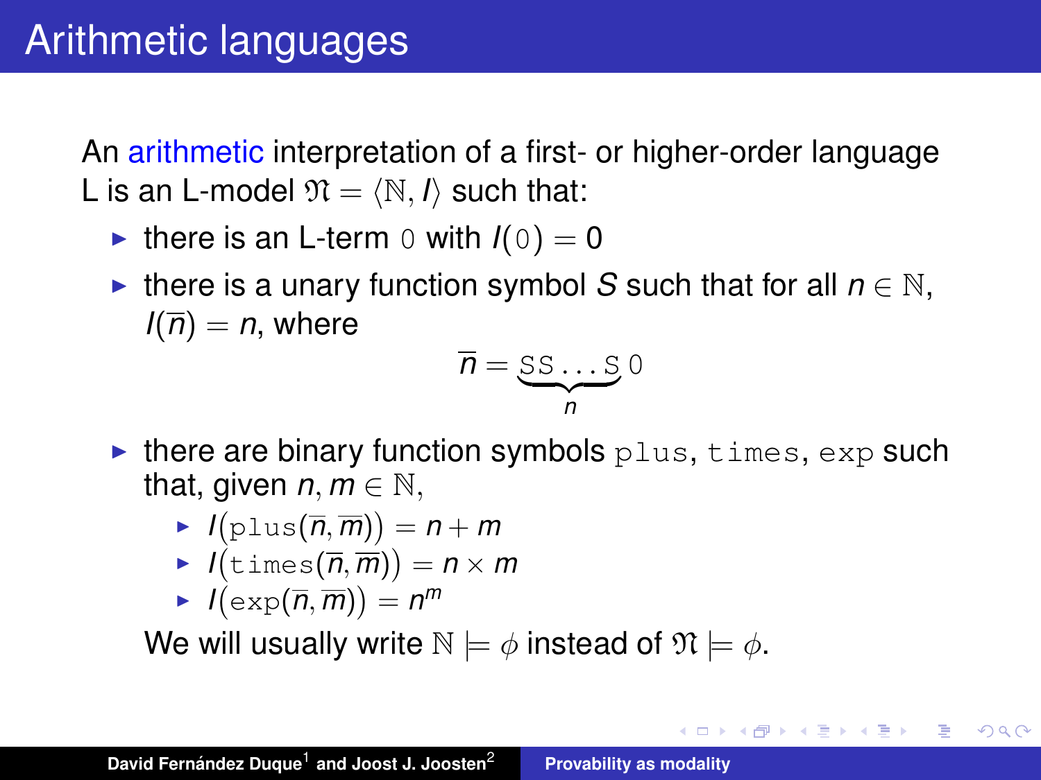# Arithmetic languages

An arithmetic interpretation of a first- or higher-order language L is an L-model $\mathfrak{N} = \langle \mathbb{N}, I \rangle$ such that:

- there is an L-term $\mathtt{0}$ with $I(\mathtt{0}) = 0$
- there is a unary function symbol $S$ such that for all $n \in \mathbb{N}$, $I(\overline{n}) = n$, where

$$\overline{n} = \underbrace{\mathtt{SS}\ldots\mathtt{S}}_{n}\,\mathtt{0}$$

- there are binary function symbols $\mathtt{plus}$, $\mathtt{times}$, $\mathtt{exp}$ such that, given $n, m \in \mathbb{N}$,
  - $I\big(\mathtt{plus}(\overline{n}, \overline{m})\big) = n + m$
  - $I\big(\mathtt{times}(\overline{n}, \overline{m})\big) = n \times m$
  - $I\big(\mathtt{exp}(\overline{n}, \overline{m})\big) = n^m$

  We will usually write $\mathbb{N} \models \phi$ instead of $\mathfrak{N} \models \phi$.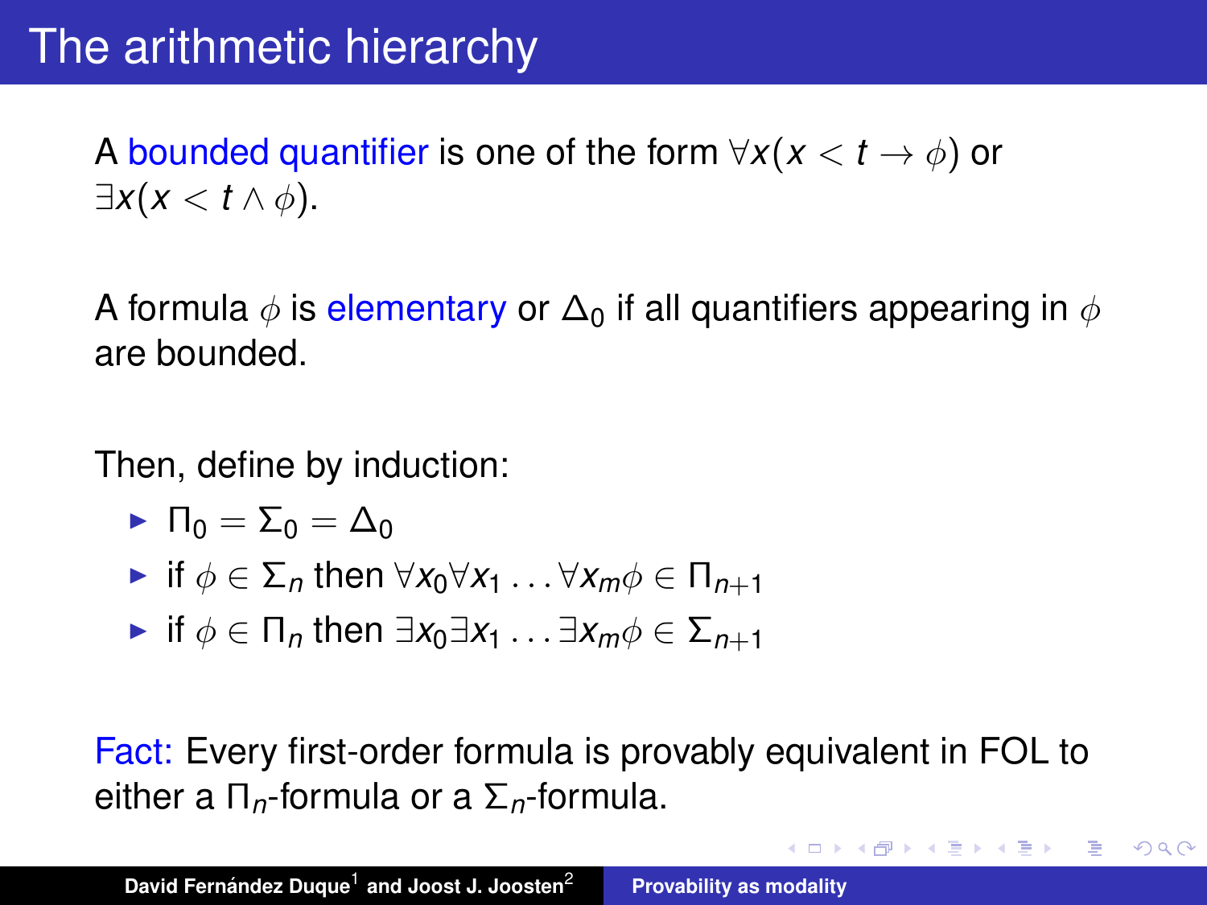# The arithmetic hierarchy

A bounded quantifier is one of the form $\forall x(x < t \rightarrow \phi)$ or $\exists x(x < t \wedge \phi)$.

A formula $\phi$ is elementary or $\Delta_0$ if all quantifiers appearing in $\phi$ are bounded.

Then, define by induction:

- $\Pi_0 = \Sigma_0 = \Delta_0$
- if $\phi \in \Sigma_n$ then $\forall x_0 \forall x_1 \ldots \forall x_m \phi \in \Pi_{n+1}$
- if $\phi \in \Pi_n$ then $\exists x_0 \exists x_1 \ldots \exists x_m \phi \in \Sigma_{n+1}$

Fact: Every first-order formula is provably equivalent in FOL to either a $\Pi_n$-formula or a $\Sigma_n$-formula.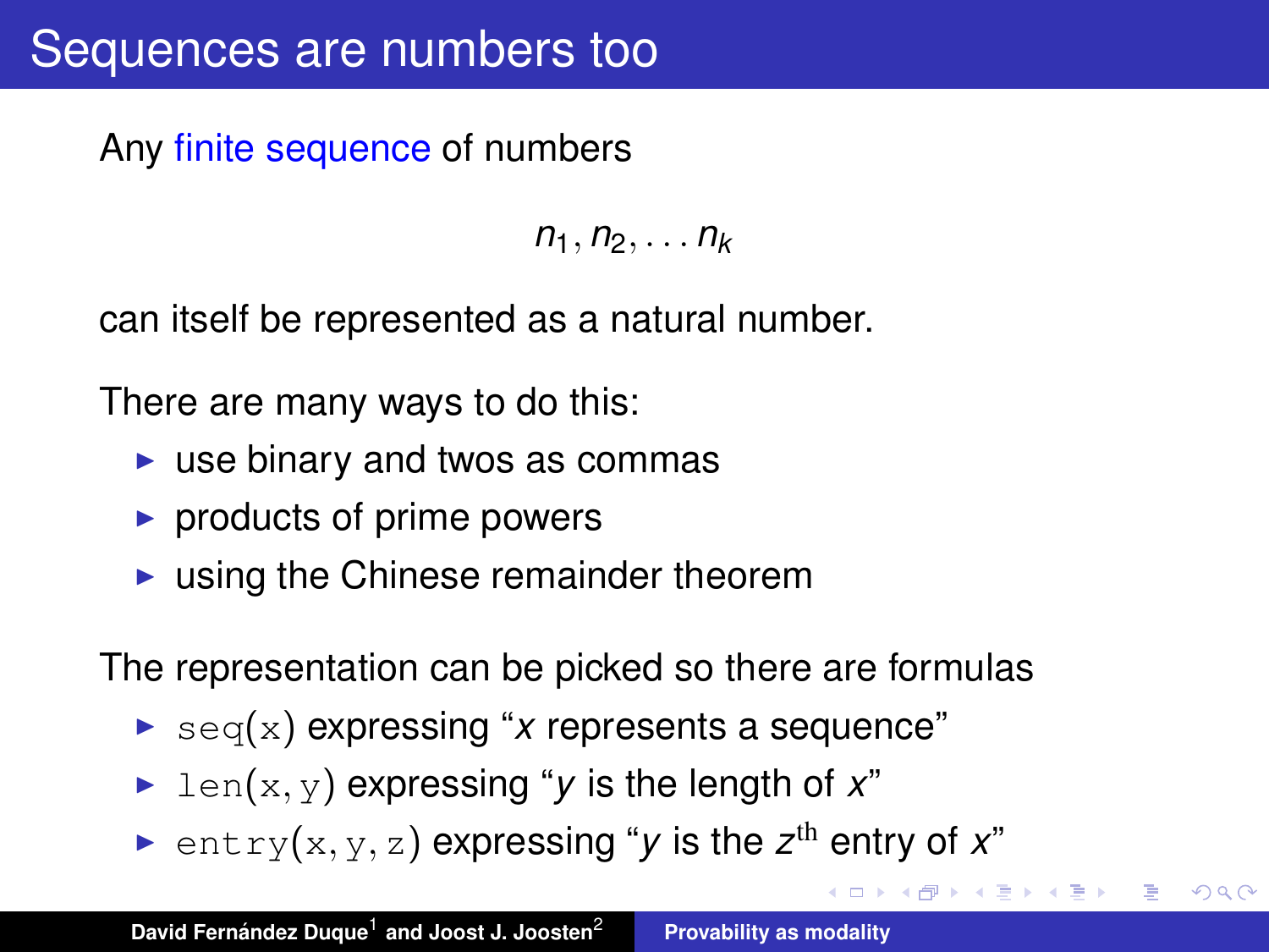# Sequences are numbers too

Any finite sequence of numbers

$$n_1, n_2, \dots n_k$$

can itself be represented as a natural number.

There are many ways to do this:

- use binary and twos as commas
- products of prime powers
- using the Chinese remainder theorem

The representation can be picked so there are formulas

- $\mathtt{seq}(\mathtt{x})$ expressing "*x* represents a sequence"
- $\mathtt{len}(\mathtt{x}, \mathtt{y})$ expressing "*y* is the length of *x*"
- $\mathtt{entry}(\mathtt{x}, \mathtt{y}, \mathtt{z})$ expressing "*y* is the $z^{\text{th}}$ entry of *x*"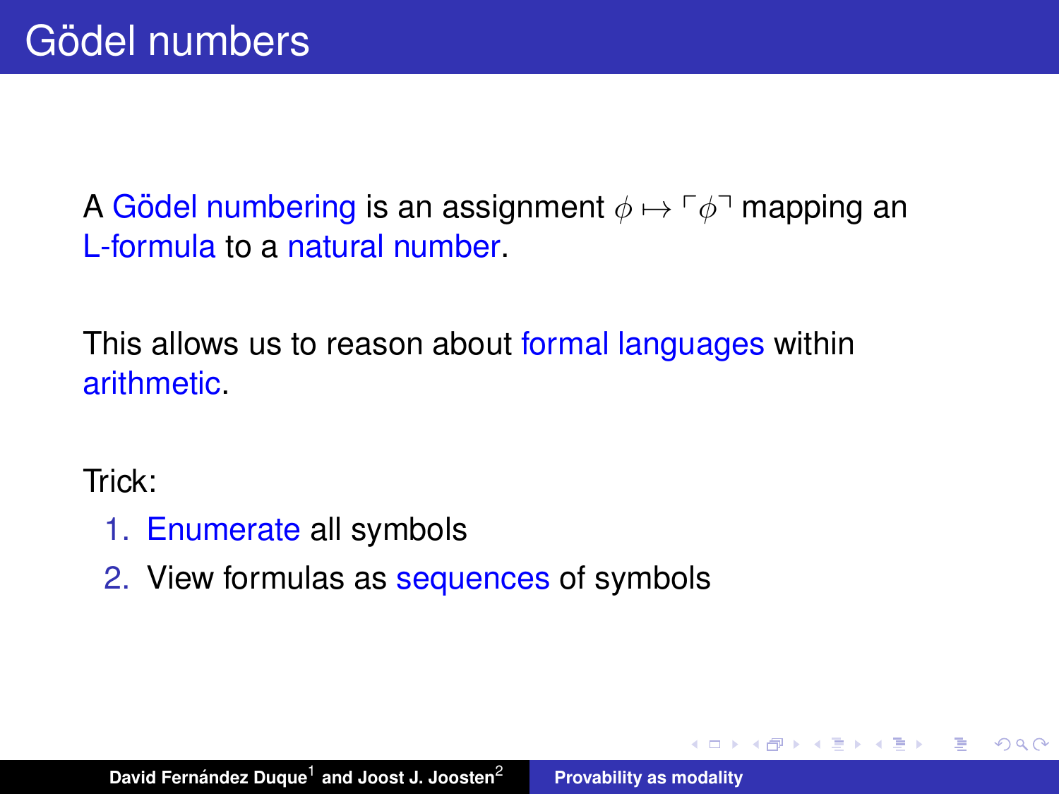# Gödel numbers

A Gödel numbering is an assignment $\phi \mapsto \ulcorner \phi \urcorner$ mapping an L-formula to a natural number.

This allows us to reason about formal languages within arithmetic.

Trick:

1. Enumerate all symbols
2. View formulas as sequences of symbols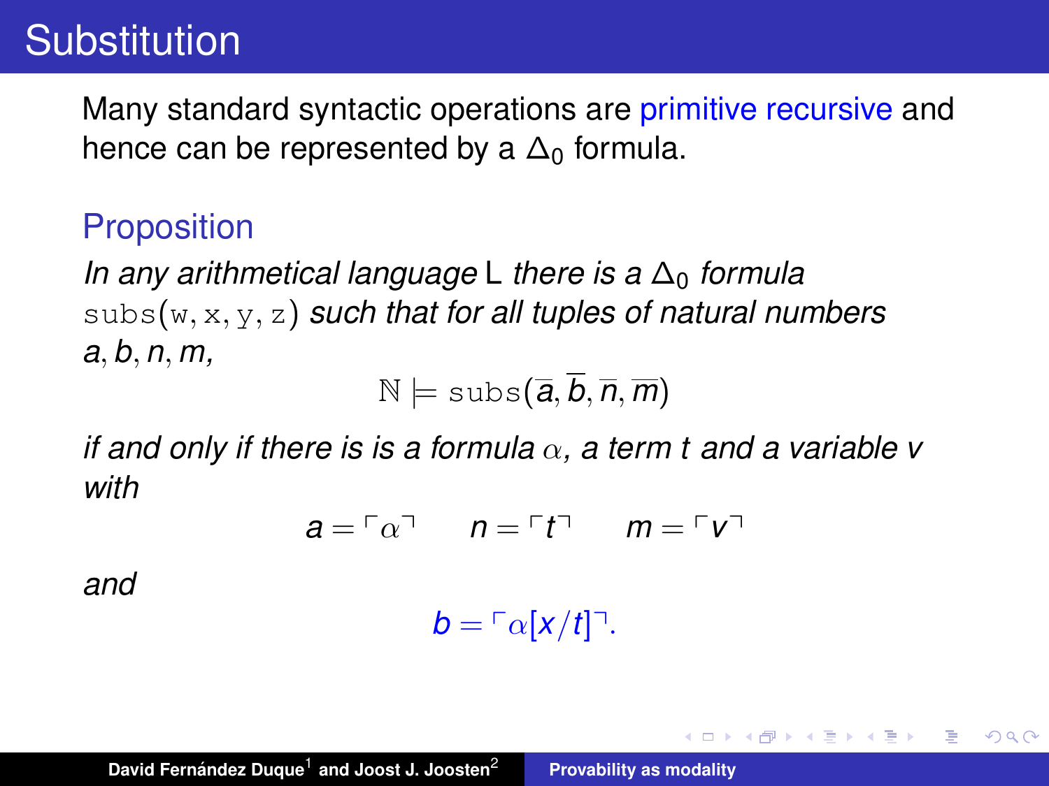# Substitution

Many standard syntactic operations are primitive recursive and hence can be represented by a $\Delta_0$ formula.

### Proposition

*In any arithmetical language* L *there is a* $\Delta_0$ *formula* $\mathtt{subs}(\mathtt{w}, \mathtt{x}, \mathtt{y}, \mathtt{z})$ *such that for all tuples of natural numbers* $a, b, n, m$*,*

$$\mathbb{N} \models \mathtt{subs}(\overline{a}, \overline{b}, \overline{n}, \overline{m})$$

*if and only if there is is a formula* $\alpha$*, a term* $t$ *and a variable* $v$ *with*

$$a = \ulcorner \alpha \urcorner \qquad n = \ulcorner t \urcorner \qquad m = \ulcorner v \urcorner$$

*and*

$$b = \ulcorner \alpha[x/t] \urcorner.$$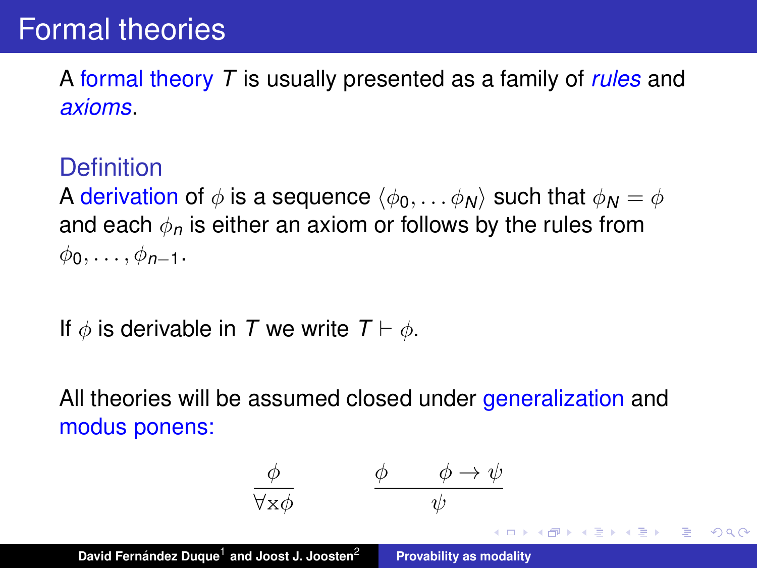# Formal theories

A formal theory $T$ is usually presented as a family of *rules* and *axioms*.

### Definition

A derivation of $\phi$ is a sequence $\langle \phi_0, \ldots \phi_N \rangle$ such that $\phi_N = \phi$ and each $\phi_n$ is either an axiom or follows by the rules from $\phi_0, \ldots, \phi_{n-1}$.

If $\phi$ is derivable in $T$ we write $T \vdash \phi$.

All theories will be assumed closed under generalization and modus ponens:

$$\frac{\phi}{\forall x \phi} \qquad \frac{\phi \qquad \phi \to \psi}{\psi}$$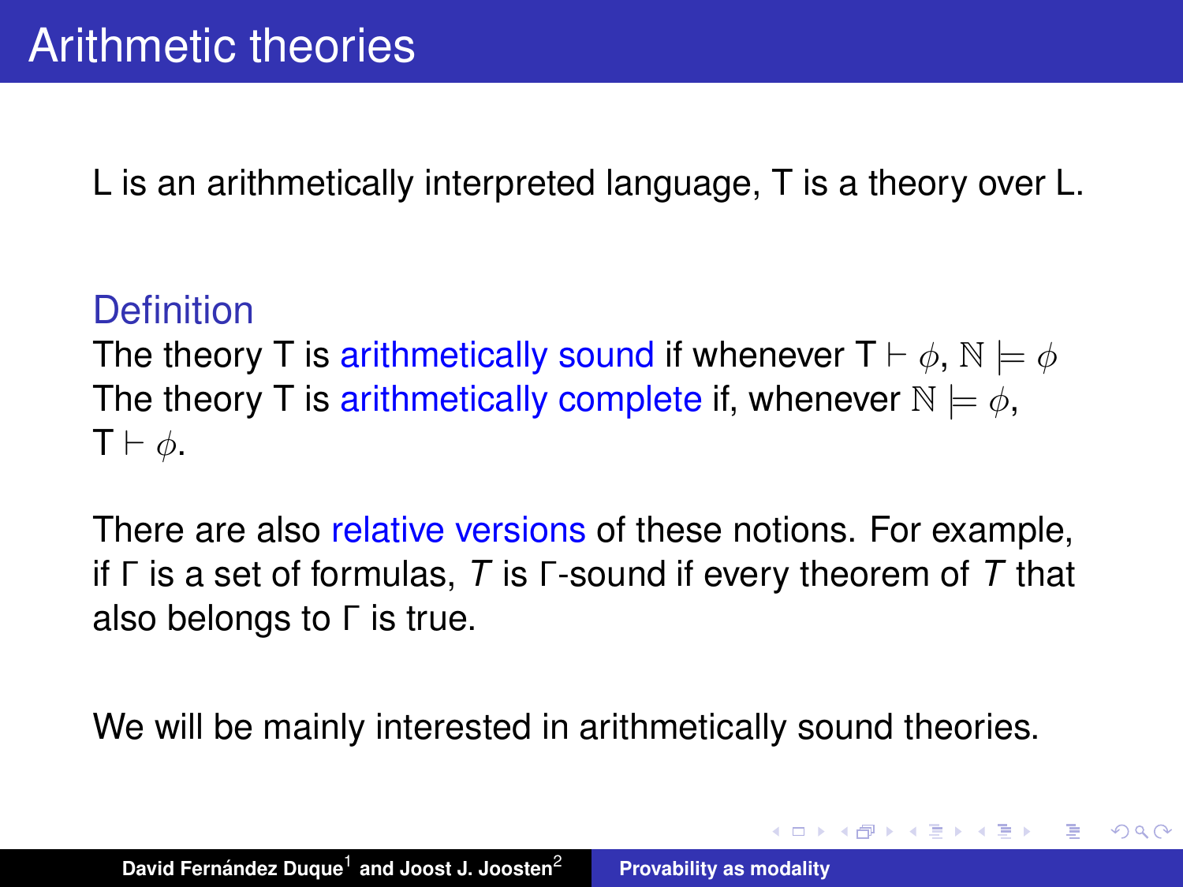# Arithmetic theories

L is an arithmetically interpreted language, T is a theory over L.

**Definition**

The theory T is arithmetically sound if whenever $\mathrm{T} \vdash \phi$, $\mathbb{N} \models \phi$
The theory T is arithmetically complete if, whenever $\mathbb{N} \models \phi$, $\mathrm{T} \vdash \phi$.

There are also relative versions of these notions. For example, if Γ is a set of formulas, *T* is Γ-sound if every theorem of *T* that also belongs to Γ is true.

We will be mainly interested in arithmetically sound theories.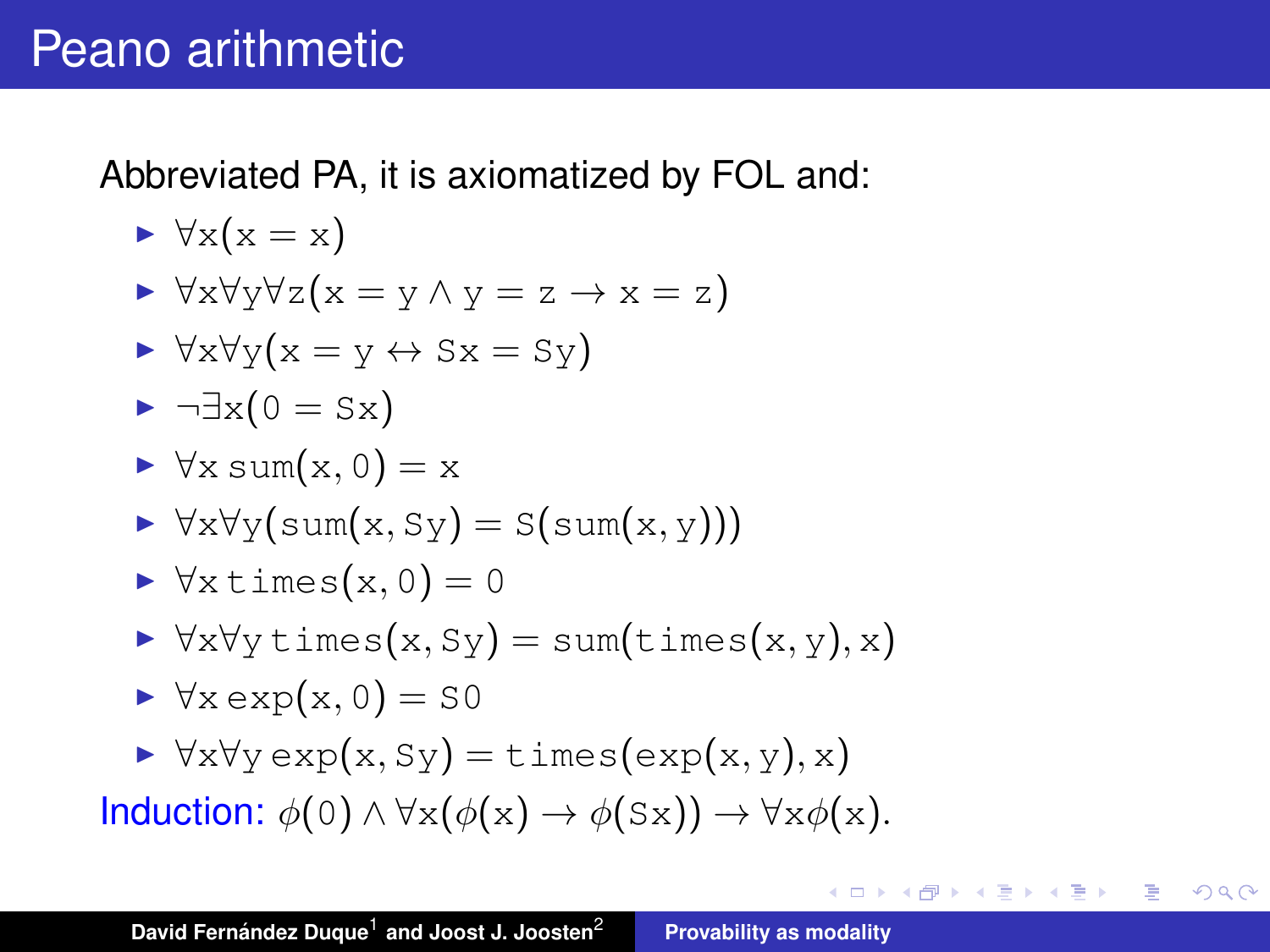# Peano arithmetic

Abbreviated PA, it is axiomatized by FOL and:

- $\forall x(x = x)$
- $\forall x \forall y \forall z(x = y \wedge y = z \to x = z)$
- $\forall x \forall y(x = y \leftrightarrow Sx = Sy)$
- $\neg \exists x(0 = Sx)$
- $\forall x \, \mathtt{sum}(x, 0) = x$
- $\forall x \forall y(\mathtt{sum}(x, Sy) = S(\mathtt{sum}(x, y)))$
- $\forall x \, \mathtt{times}(x, 0) = 0$
- $\forall x \forall y \, \mathtt{times}(x, Sy) = \mathtt{sum}(\mathtt{times}(x, y), x)$
- $\forall x \, \exp(x, 0) = S0$
- $\forall x \forall y \, \exp(x, Sy) = \mathtt{times}(\exp(x, y), x)$

Induction: $\phi(0) \wedge \forall x(\phi(x) \to \phi(Sx)) \to \forall x \phi(x)$.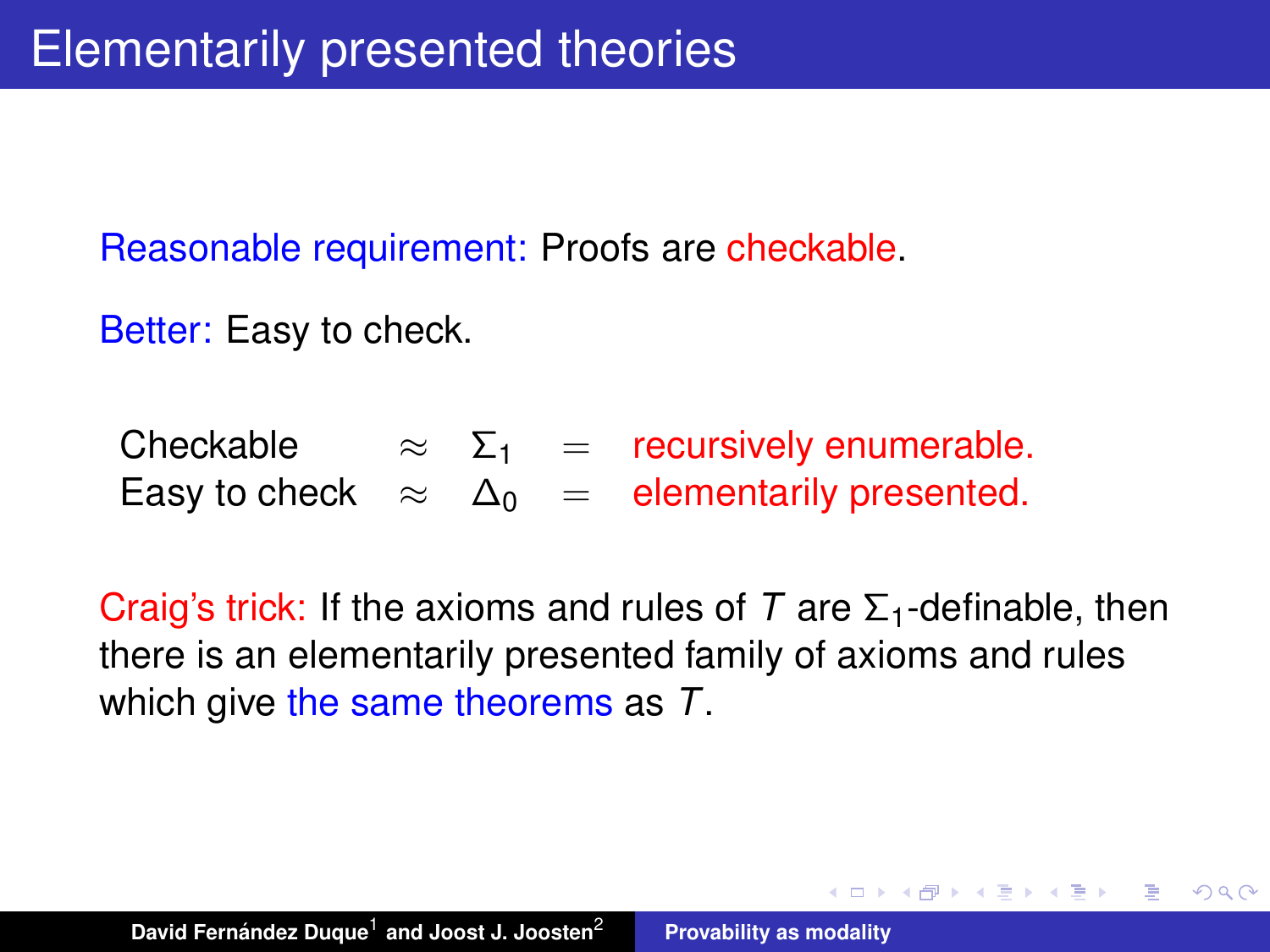# Elementarily presented theories

Reasonable requirement: Proofs are checkable.

Better: Easy to check.

| | | | | |
|---|---|---|---|---|
| Checkable | $\approx$ | $\Sigma_1$ | $=$ | recursively enumerable. |
| Easy to check | $\approx$ | $\Delta_0$ | $=$ | elementarily presented. |

Craig's trick: If the axioms and rules of $T$ are $\Sigma_1$-definable, then there is an elementarily presented family of axioms and rules which give the same theorems as $T$.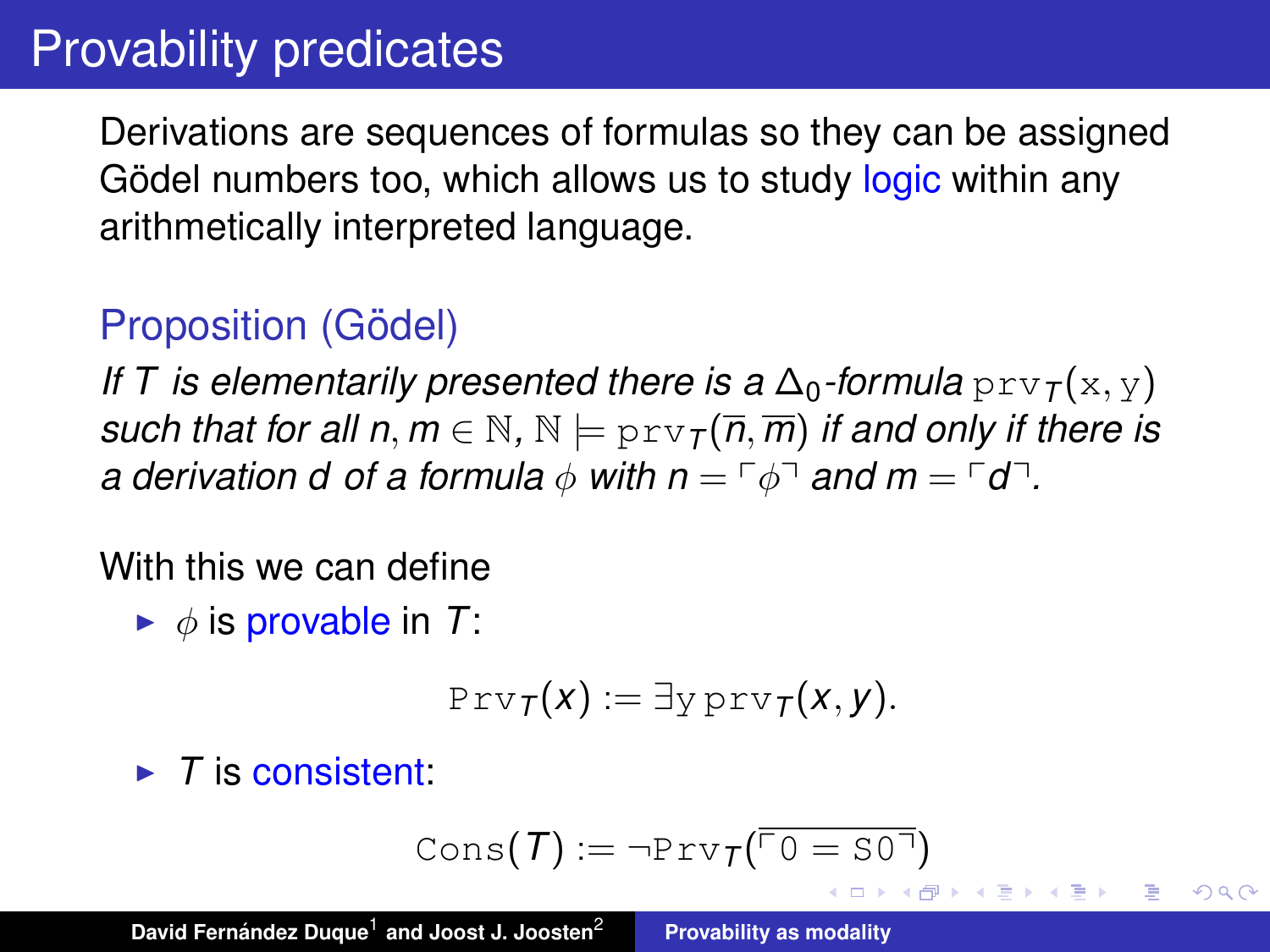# Provability predicates

Derivations are sequences of formulas so they can be assigned Gödel numbers too, which allows us to study logic within any arithmetically interpreted language.

### Proposition (Gödel)

*If $T$ is elementarily presented there is a $\Delta_0$-formula $\mathtt{prv}_T(\mathtt{x}, \mathtt{y})$ such that for all $n, m \in \mathbb{N}$, $\mathbb{N} \models \mathtt{prv}_T(\overline{n}, \overline{m})$ if and only if there is a derivation $d$ of a formula $\phi$ with $n = \ulcorner \phi \urcorner$ and $m = \ulcorner d \urcorner$.*

With this we can define

- $\phi$ is provable in $T$:

$$\mathtt{Prv}_T(x) := \exists \mathtt{y}\, \mathtt{prv}_T(x, y).$$

- $T$ is consistent:

$$\mathtt{Cons}(T) := \neg \mathtt{Prv}_T(\overline{\ulcorner 0 = \mathtt{S}0 \urcorner})$$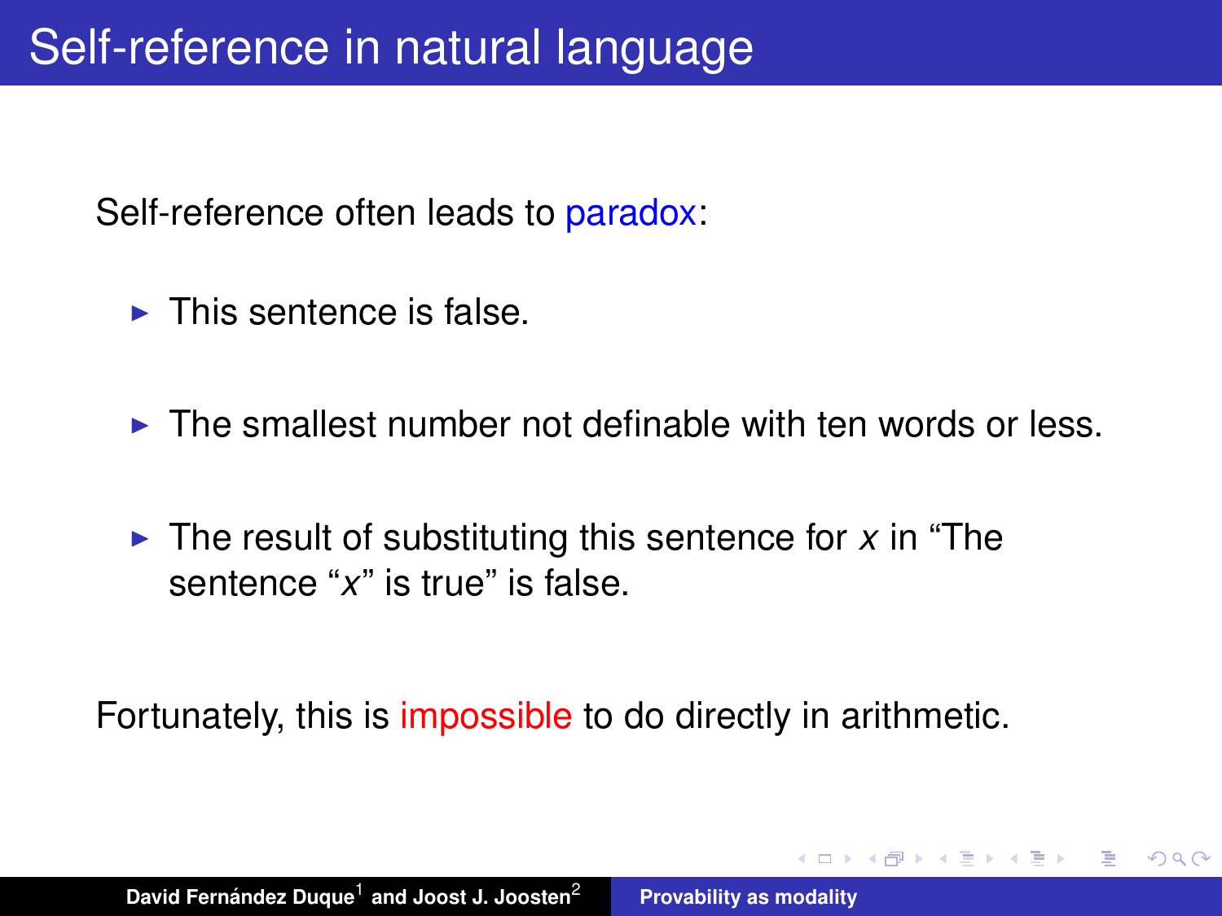# Self-reference in natural language

Self-reference often leads to paradox:

- This sentence is false.
- The smallest number not definable with ten words or less.
- The result of substituting this sentence for *x* in “The sentence “*x*” is true” is false.

Fortunately, this is impossible to do directly in arithmetic.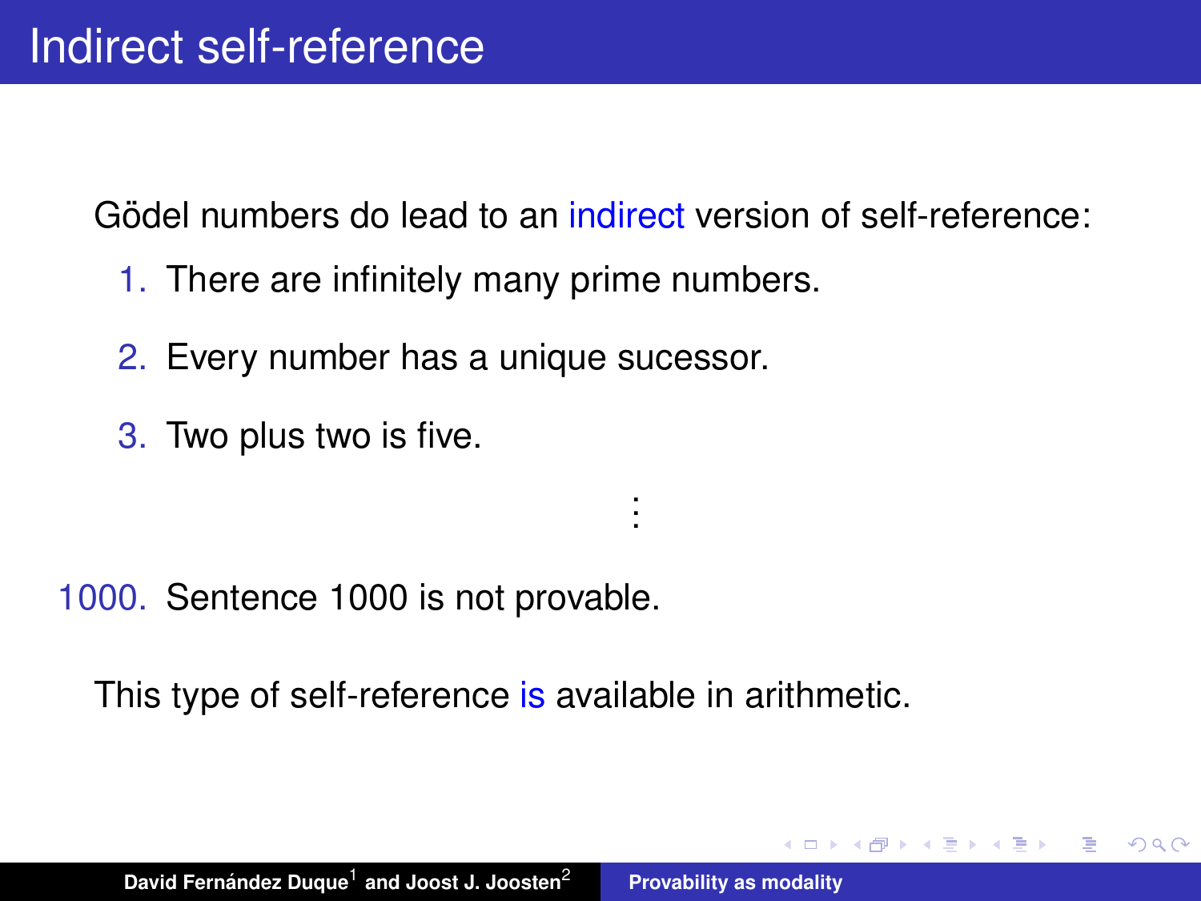# Indirect self-reference

Gödel numbers do lead to an indirect version of self-reference:

1. There are infinitely many prime numbers.
2. Every number has a unique sucessor.
3. Two plus two is five.

$\vdots$

1000. Sentence 1000 is not provable.

This type of self-reference is available in arithmetic.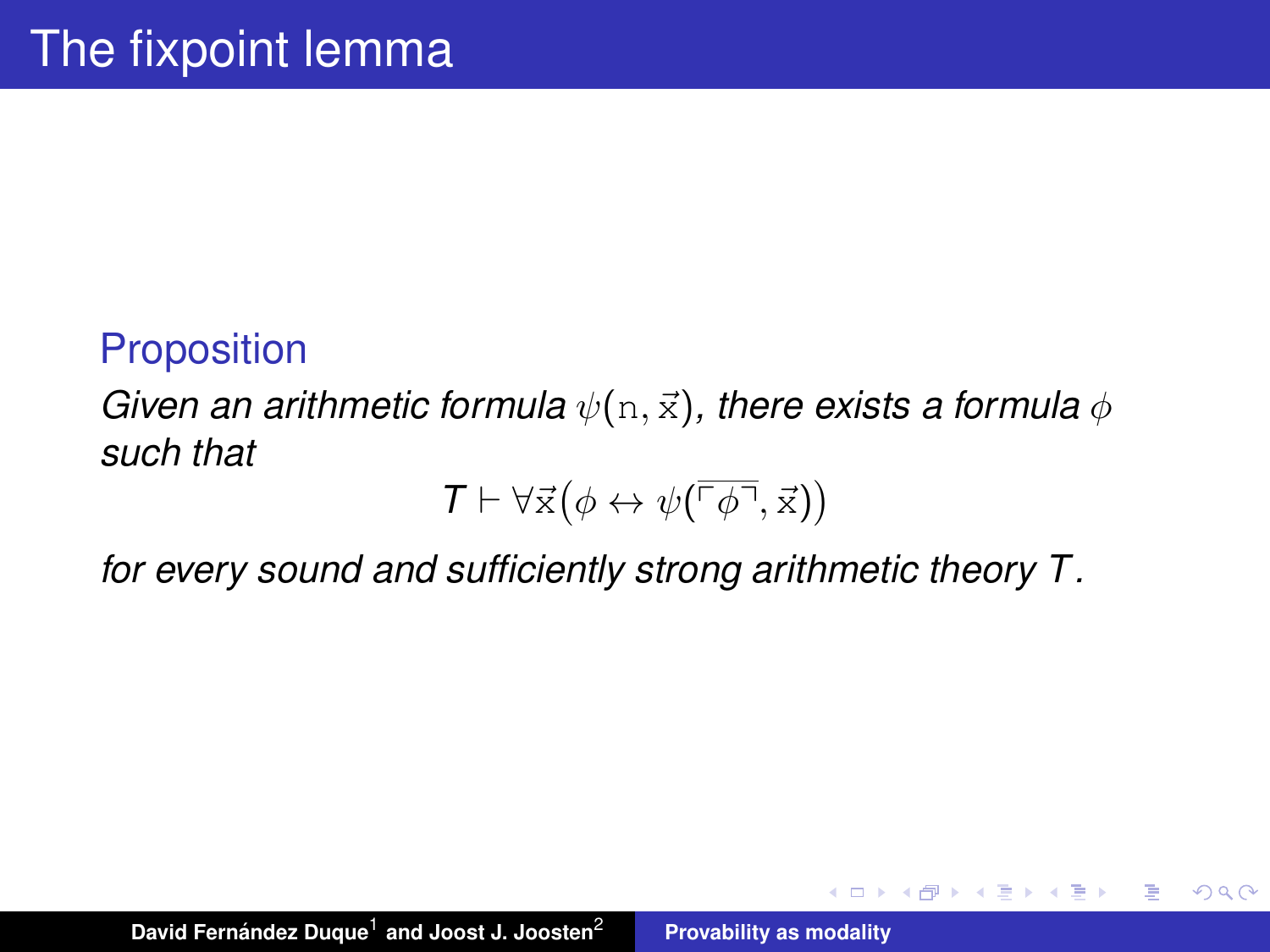# The fixpoint lemma

**Proposition**

*Given an arithmetic formula* $\psi(\mathrm{n}, \vec{\mathrm{x}})$*, there exists a formula* $\phi$ *such that*

$$T \vdash \forall \vec{\mathrm{x}} \big(\phi \leftrightarrow \psi(\overline{\ulcorner \phi \urcorner}, \vec{\mathrm{x}})\big)$$

*for every sound and sufficiently strong arithmetic theory* $T$*.*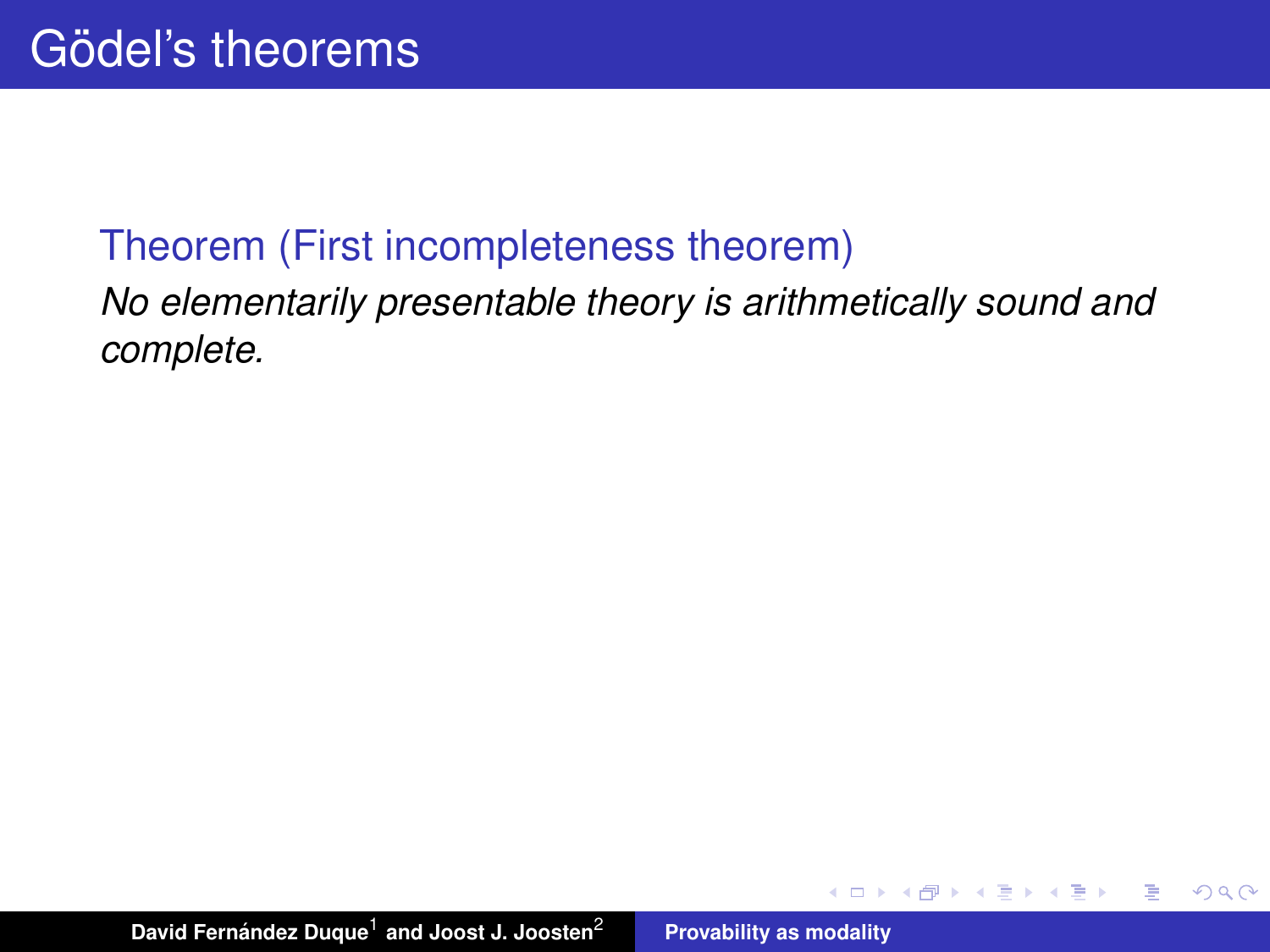# Gödel's theorems

**Theorem (First incompleteness theorem)**

*No elementarily presentable theory is arithmetically sound and complete.*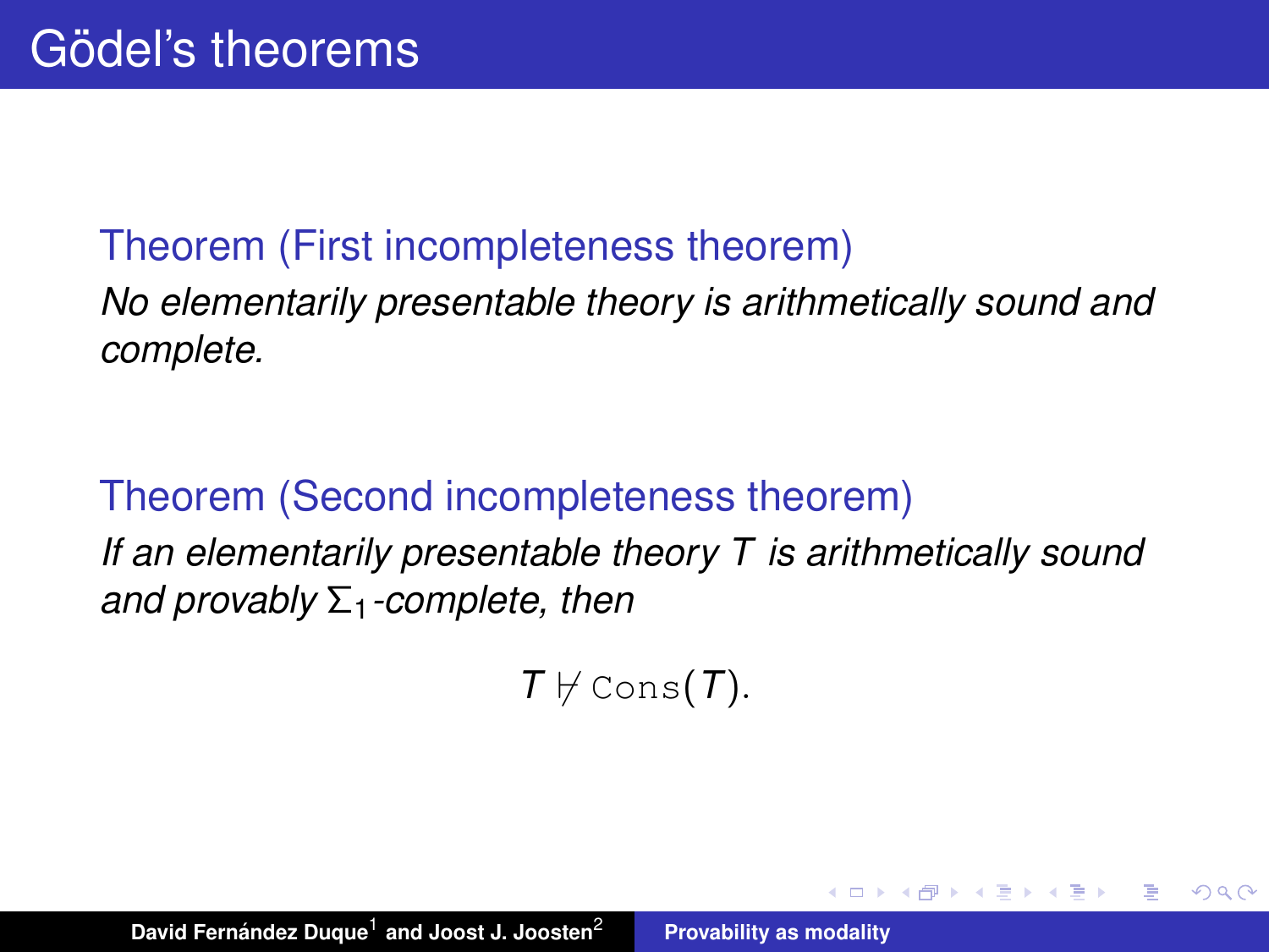## Gödel's theorems

**Theorem (First incompleteness theorem)**

*No elementarily presentable theory is arithmetically sound and complete.*

**Theorem (Second incompleteness theorem)**

*If an elementarily presentable theory $T$ is arithmetically sound and provably $\Sigma_1$-complete, then*

$$T \nvdash \mathtt{Cons}(T).$$